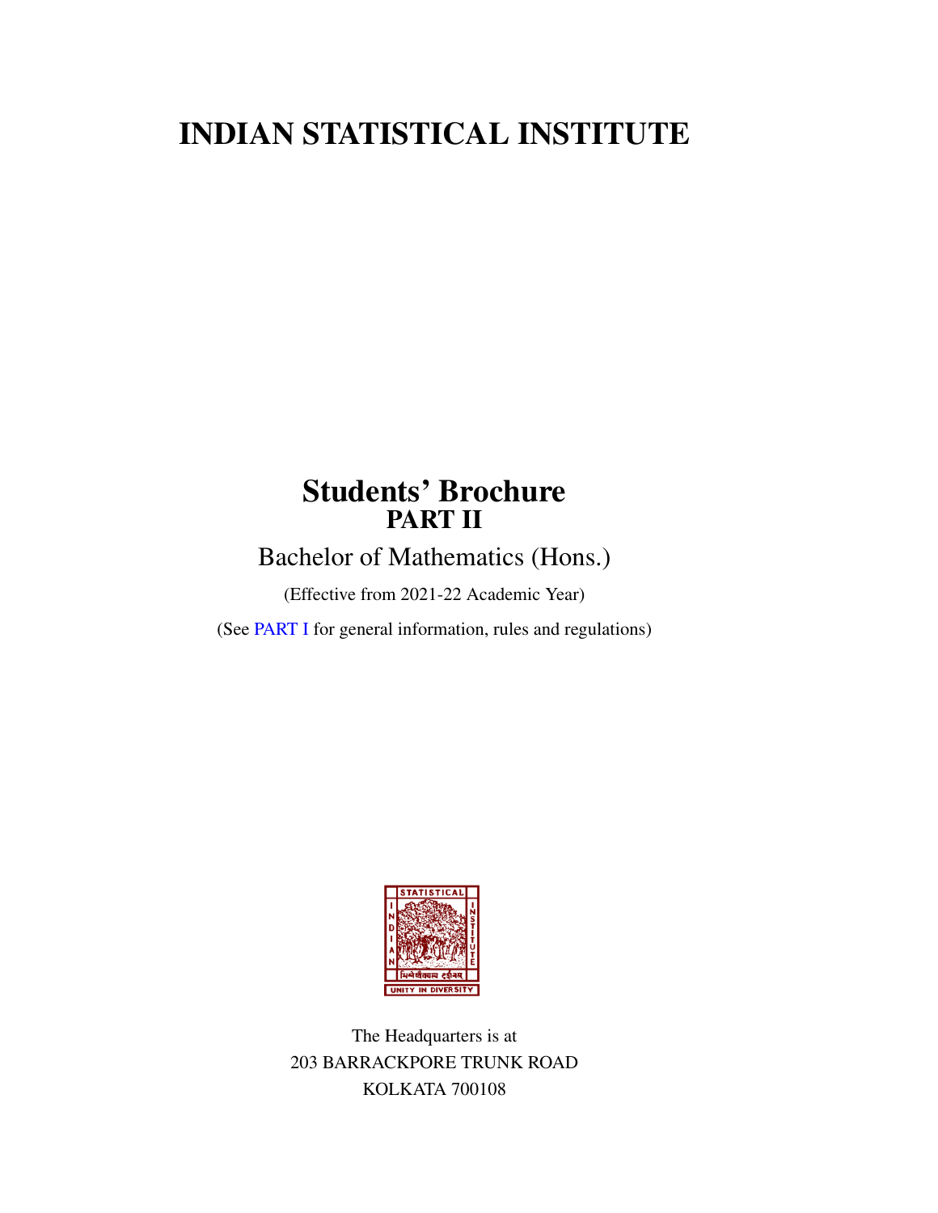# INDIAN STATISTICAL INSTITUTE

## Students' Brochure

### PART II

Bachelor of Mathematics (Hons.)

(Effective from 2021-22 Academic Year)

(See PART I for general information, rules and regulations)

The Headquarters is at
203 BARRACKPORE TRUNK ROAD
KOLKATA 700108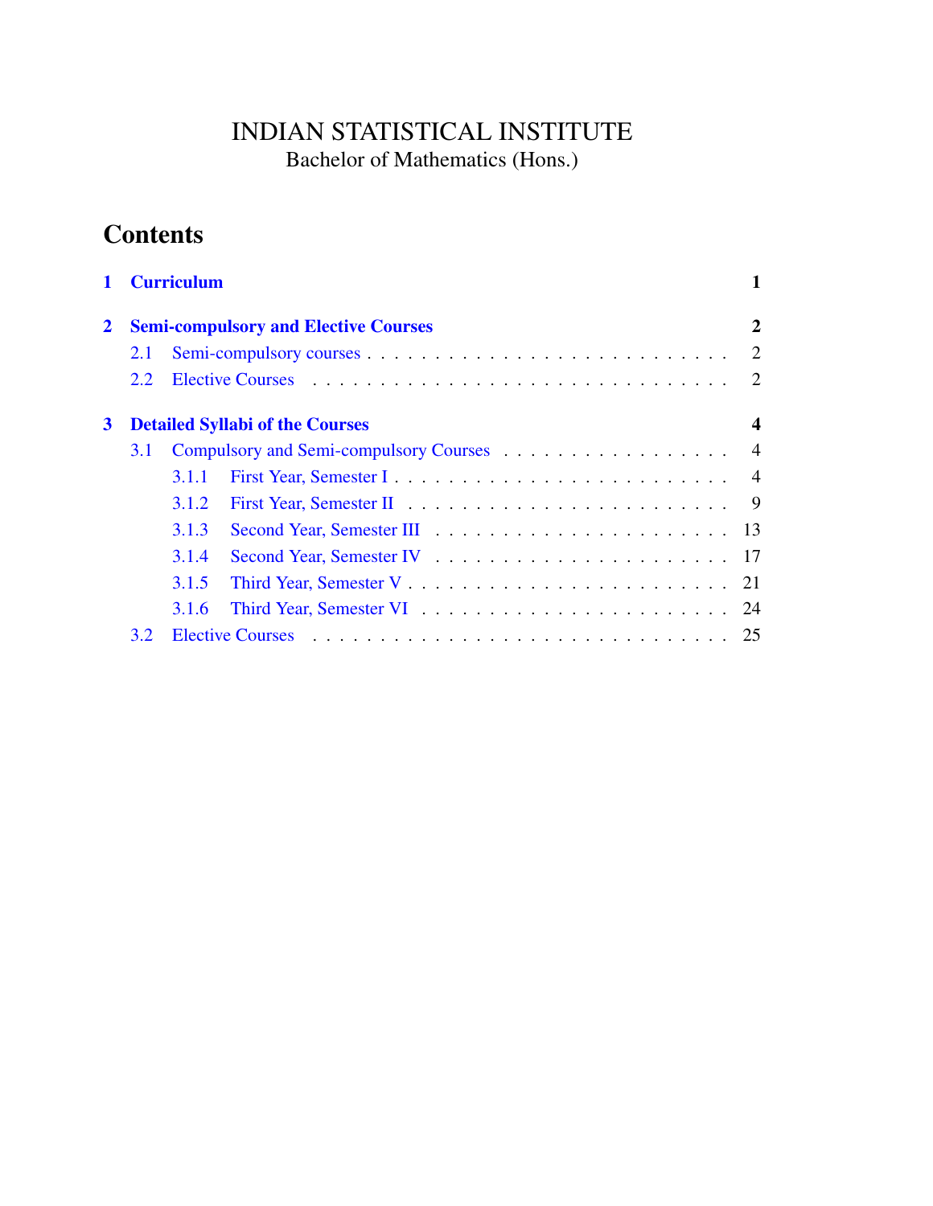# INDIAN STATISTICAL INSTITUTE

Bachelor of Mathematics (Hons.)

## Contents

**1 Curriculum** — **1**

**2 Semi-compulsory and Elective Courses** — **2**

- 2.1 Semi-compulsory courses — 2
- 2.2 Elective Courses — 2

**3 Detailed Syllabi of the Courses** — **4**

- 3.1 Compulsory and Semi-compulsory Courses — 4
  - 3.1.1 First Year, Semester I — 4
  - 3.1.2 First Year, Semester II — 9
  - 3.1.3 Second Year, Semester III — 13
  - 3.1.4 Second Year, Semester IV — 17
  - 3.1.5 Third Year, Semester V — 21
  - 3.1.6 Third Year, Semester VI — 24
- 3.2 Elective Courses — 25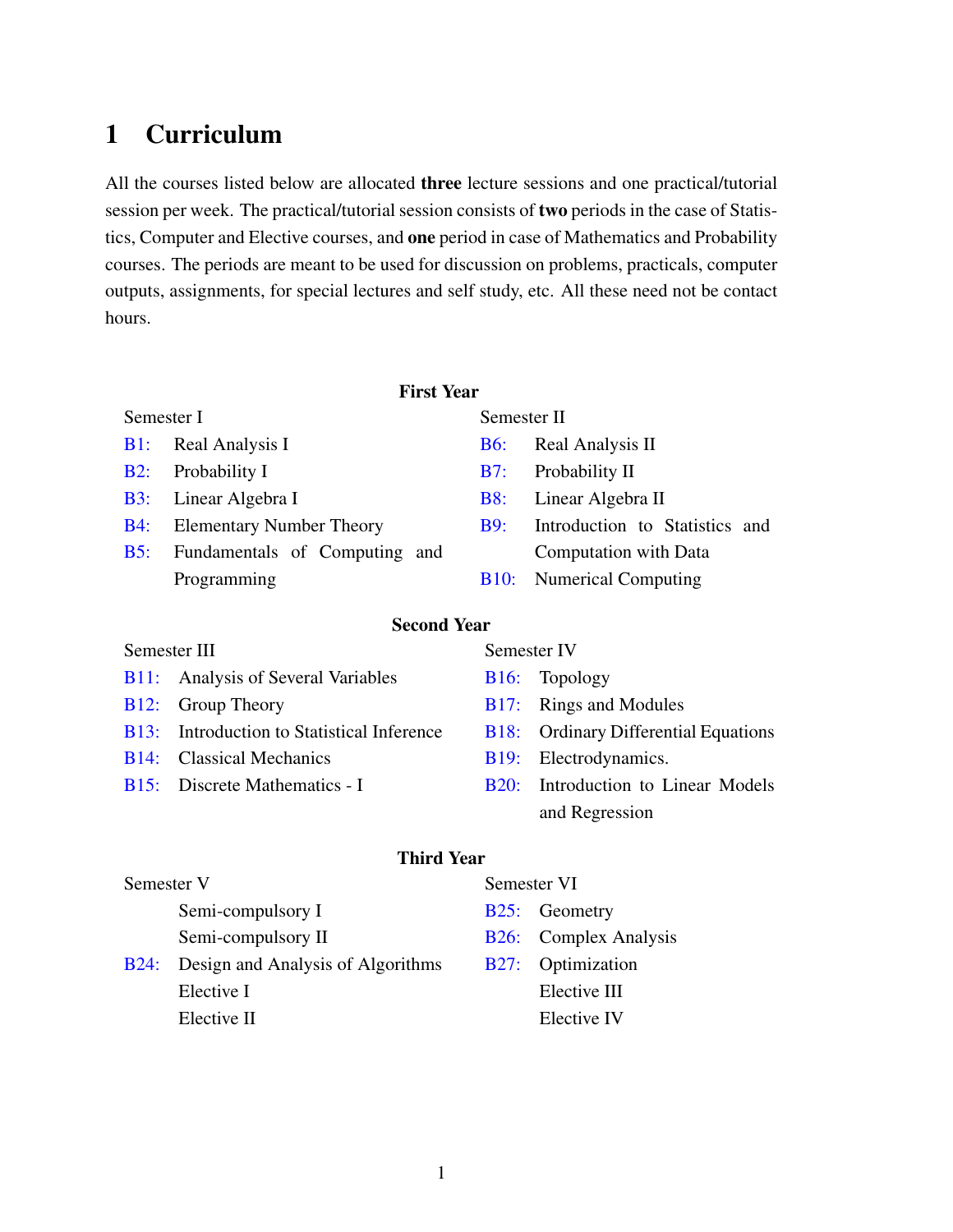# 1 Curriculum

All the courses listed below are allocated **three** lecture sessions and one practical/tutorial session per week. The practical/tutorial session consists of **two** periods in the case of Statistics, Computer and Elective courses, and **one** period in case of Mathematics and Probability courses. The periods are meant to be used for discussion on problems, practicals, computer outputs, assignments, for special lectures and self study, etc. All these need not be contact hours.

### First Year

**Semester I**

- B1: Real Analysis I
- B2: Probability I
- B3: Linear Algebra I
- B4: Elementary Number Theory
- B5: Fundamentals of Computing and Programming

**Semester II**

- B6: Real Analysis II
- B7: Probability II
- B8: Linear Algebra II
- B9: Introduction to Statistics and Computation with Data
- B10: Numerical Computing

### Second Year

**Semester III**

- B11: Analysis of Several Variables
- B12: Group Theory
- B13: Introduction to Statistical Inference
- B14: Classical Mechanics
- B15: Discrete Mathematics - I

**Semester IV**

- B16: Topology
- B17: Rings and Modules
- B18: Ordinary Differential Equations
- B19: Electrodynamics.
- B20: Introduction to Linear Models and Regression

### Third Year

**Semester V**

- Semi-compulsory I
- Semi-compulsory II
- B24: Design and Analysis of Algorithms
- Elective I
- Elective II

**Semester VI**

- B25: Geometry
- B26: Complex Analysis
- B27: Optimization
- Elective III
- Elective IV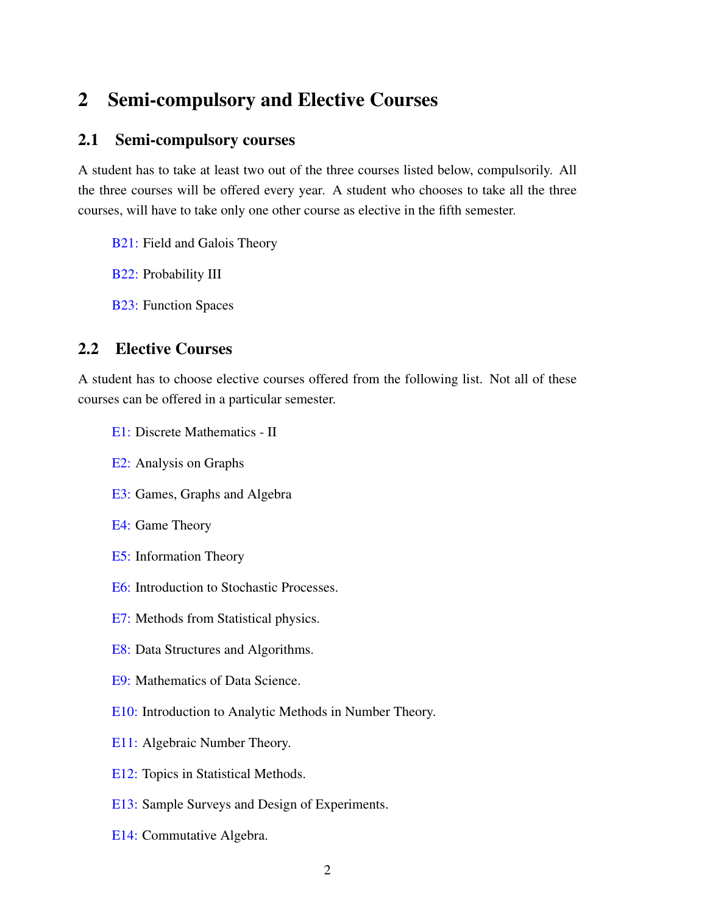# 2 Semi-compulsory and Elective Courses

## 2.1 Semi-compulsory courses

A student has to take at least two out of the three courses listed below, compulsorily. All the three courses will be offered every year. A student who chooses to take all the three courses, will have to take only one other course as elective in the fifth semester.

B21: Field and Galois Theory

B22: Probability III

B23: Function Spaces

## 2.2 Elective Courses

A student has to choose elective courses offered from the following list. Not all of these courses can be offered in a particular semester.

E1: Discrete Mathematics - II

E2: Analysis on Graphs

E3: Games, Graphs and Algebra

E4: Game Theory

E5: Information Theory

E6: Introduction to Stochastic Processes.

E7: Methods from Statistical physics.

E8: Data Structures and Algorithms.

E9: Mathematics of Data Science.

E10: Introduction to Analytic Methods in Number Theory.

E11: Algebraic Number Theory.

E12: Topics in Statistical Methods.

E13: Sample Surveys and Design of Experiments.

E14: Commutative Algebra.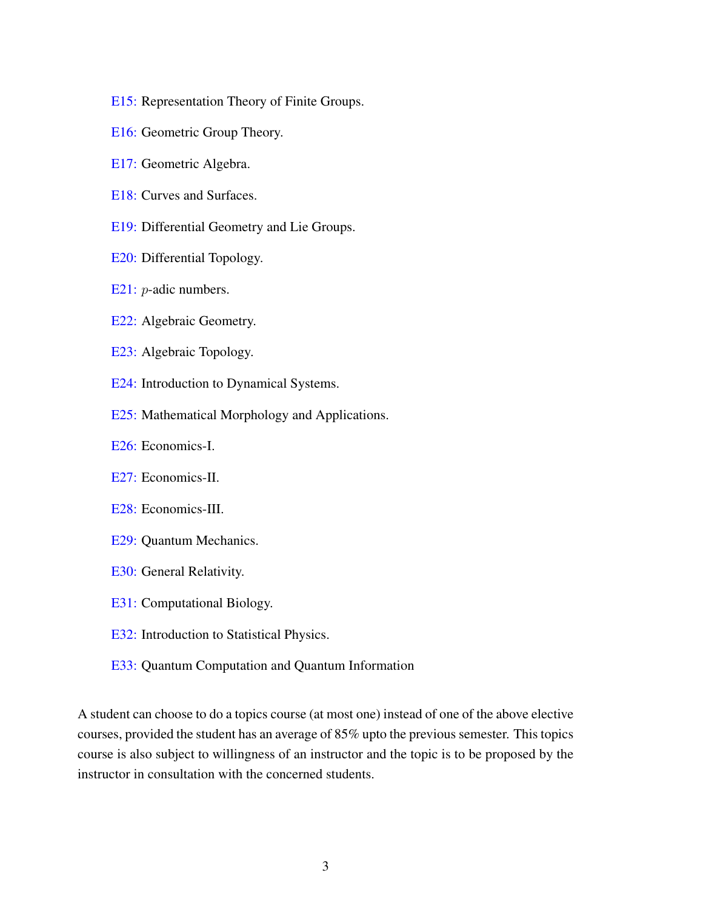E15: Representation Theory of Finite Groups.

E16: Geometric Group Theory.

E17: Geometric Algebra.

E18: Curves and Surfaces.

E19: Differential Geometry and Lie Groups.

E20: Differential Topology.

E21: $p$-adic numbers.

E22: Algebraic Geometry.

E23: Algebraic Topology.

E24: Introduction to Dynamical Systems.

E25: Mathematical Morphology and Applications.

E26: Economics-I.

E27: Economics-II.

E28: Economics-III.

E29: Quantum Mechanics.

E30: General Relativity.

E31: Computational Biology.

E32: Introduction to Statistical Physics.

E33: Quantum Computation and Quantum Information

A student can choose to do a topics course (at most one) instead of one of the above elective courses, provided the student has an average of 85% upto the previous semester. This topics course is also subject to willingness of an instructor and the topic is to be proposed by the instructor in consultation with the concerned students.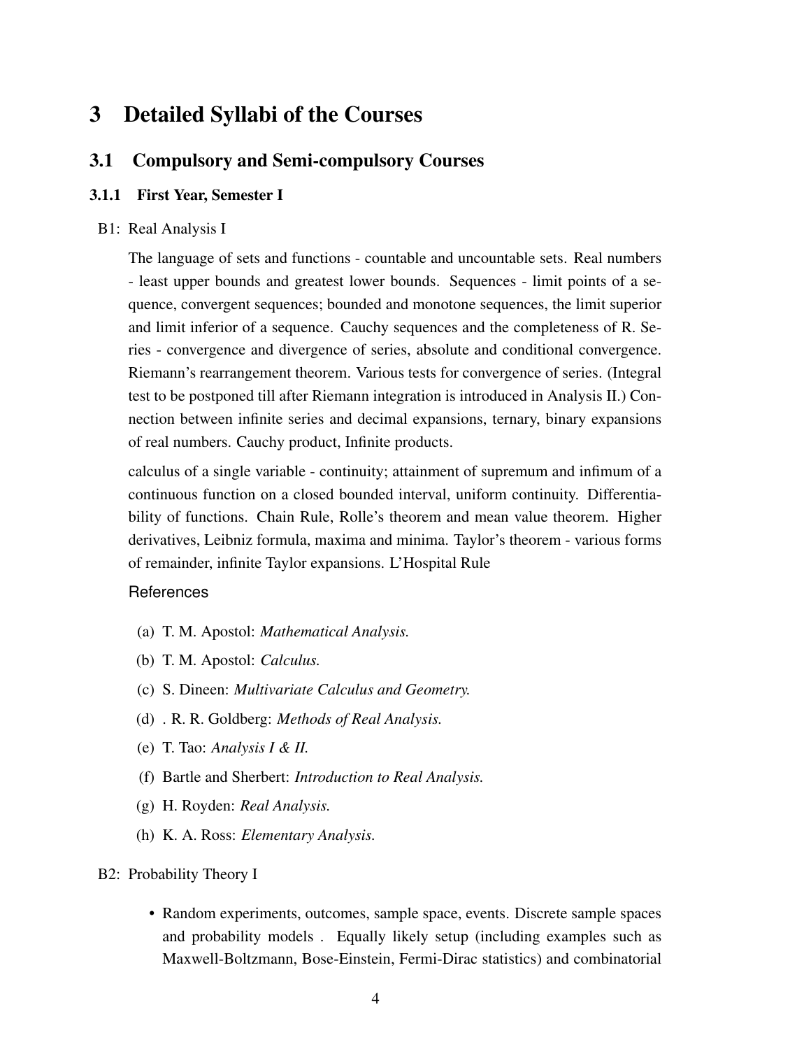# 3 Detailed Syllabi of the Courses

## 3.1 Compulsory and Semi-compulsory Courses

### 3.1.1 First Year, Semester I

B1: Real Analysis I

The language of sets and functions - countable and uncountable sets. Real numbers - least upper bounds and greatest lower bounds. Sequences - limit points of a sequence, convergent sequences; bounded and monotone sequences, the limit superior and limit inferior of a sequence. Cauchy sequences and the completeness of R. Series - convergence and divergence of series, absolute and conditional convergence. Riemann's rearrangement theorem. Various tests for convergence of series. (Integral test to be postponed till after Riemann integration is introduced in Analysis II.) Connection between infinite series and decimal expansions, ternary, binary expansions of real numbers. Cauchy product, Infinite products.

calculus of a single variable - continuity; attainment of supremum and infimum of a continuous function on a closed bounded interval, uniform continuity. Differentiability of functions. Chain Rule, Rolle's theorem and mean value theorem. Higher derivatives, Leibniz formula, maxima and minima. Taylor's theorem - various forms of remainder, infinite Taylor expansions. L'Hospital Rule

References

(a) T. M. Apostol: *Mathematical Analysis.*

(b) T. M. Apostol: *Calculus.*

(c) S. Dineen: *Multivariate Calculus and Geometry.*

(d) . R. R. Goldberg: *Methods of Real Analysis.*

(e) T. Tao: *Analysis I & II.*

(f) Bartle and Sherbert: *Introduction to Real Analysis.*

(g) H. Royden: *Real Analysis.*

(h) K. A. Ross: *Elementary Analysis.*

B2: Probability Theory I

- Random experiments, outcomes, sample space, events. Discrete sample spaces and probability models . Equally likely setup (including examples such as Maxwell-Boltzmann, Bose-Einstein, Fermi-Dirac statistics) and combinatorial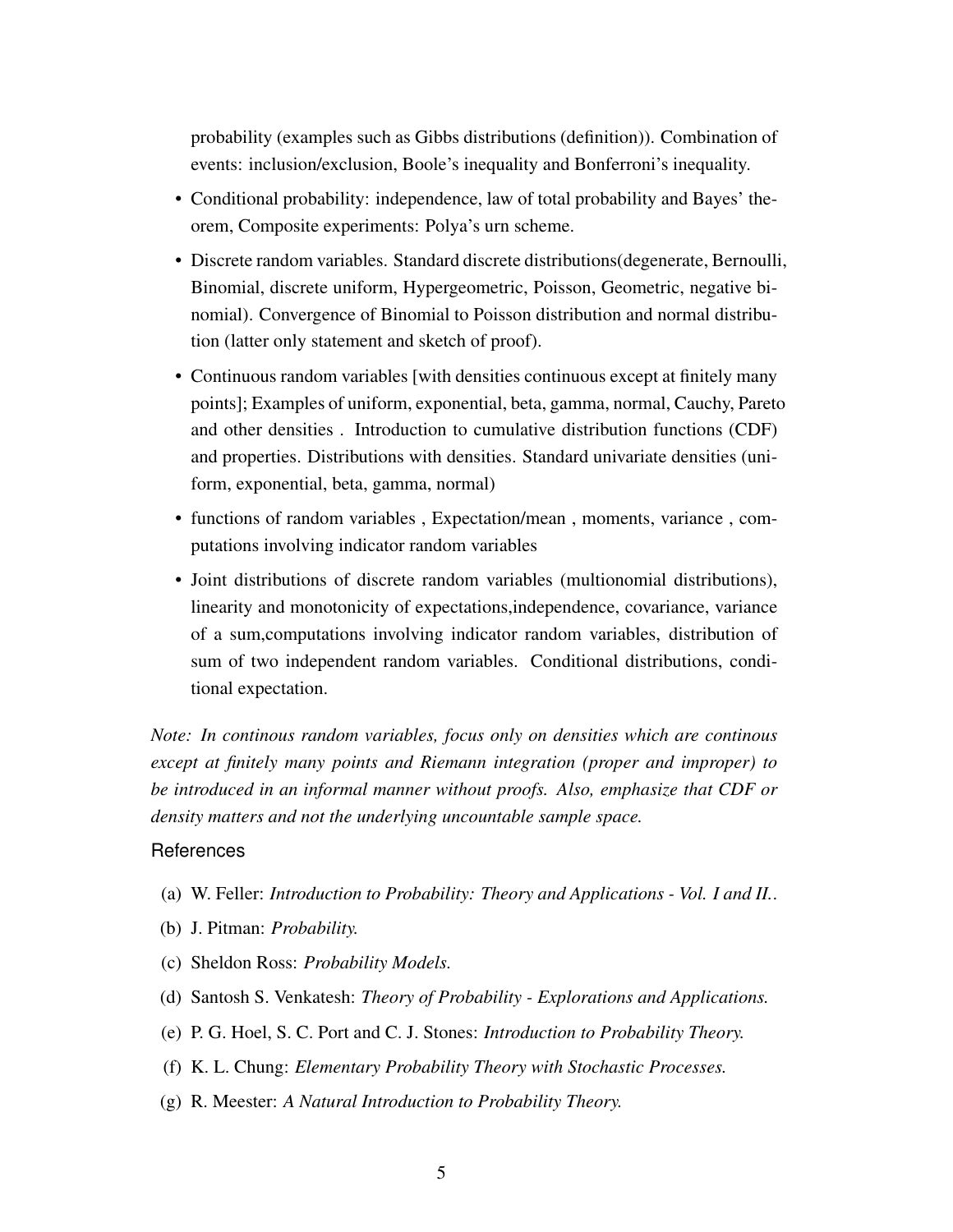probability (examples such as Gibbs distributions (definition)). Combination of events: inclusion/exclusion, Boole's inequality and Bonferroni's inequality.

- Conditional probability: independence, law of total probability and Bayes' theorem, Composite experiments: Polya's urn scheme.
- Discrete random variables. Standard discrete distributions(degenerate, Bernoulli, Binomial, discrete uniform, Hypergeometric, Poisson, Geometric, negative binomial). Convergence of Binomial to Poisson distribution and normal distribution (latter only statement and sketch of proof).
- Continuous random variables [with densities continuous except at finitely many points]; Examples of uniform, exponential, beta, gamma, normal, Cauchy, Pareto and other densities . Introduction to cumulative distribution functions (CDF) and properties. Distributions with densities. Standard univariate densities (uniform, exponential, beta, gamma, normal)
- functions of random variables , Expectation/mean , moments, variance , computations involving indicator random variables
- Joint distributions of discrete random variables (multionomial distributions), linearity and monotonicity of expectations,independence, covariance, variance of a sum,computations involving indicator random variables, distribution of sum of two independent random variables. Conditional distributions, conditional expectation.

*Note: In continous random variables, focus only on densities which are continous except at finitely many points and Riemann integration (proper and improper) to be introduced in an informal manner without proofs. Also, emphasize that CDF or density matters and not the underlying uncountable sample space.*

### References

(a) W. Feller: *Introduction to Probability: Theory and Applications - Vol. I and II.*.

(b) J. Pitman: *Probability.*

(c) Sheldon Ross: *Probability Models.*

(d) Santosh S. Venkatesh: *Theory of Probability - Explorations and Applications.*

(e) P. G. Hoel, S. C. Port and C. J. Stones: *Introduction to Probability Theory.*

(f) K. L. Chung: *Elementary Probability Theory with Stochastic Processes.*

(g) R. Meester: *A Natural Introduction to Probability Theory.*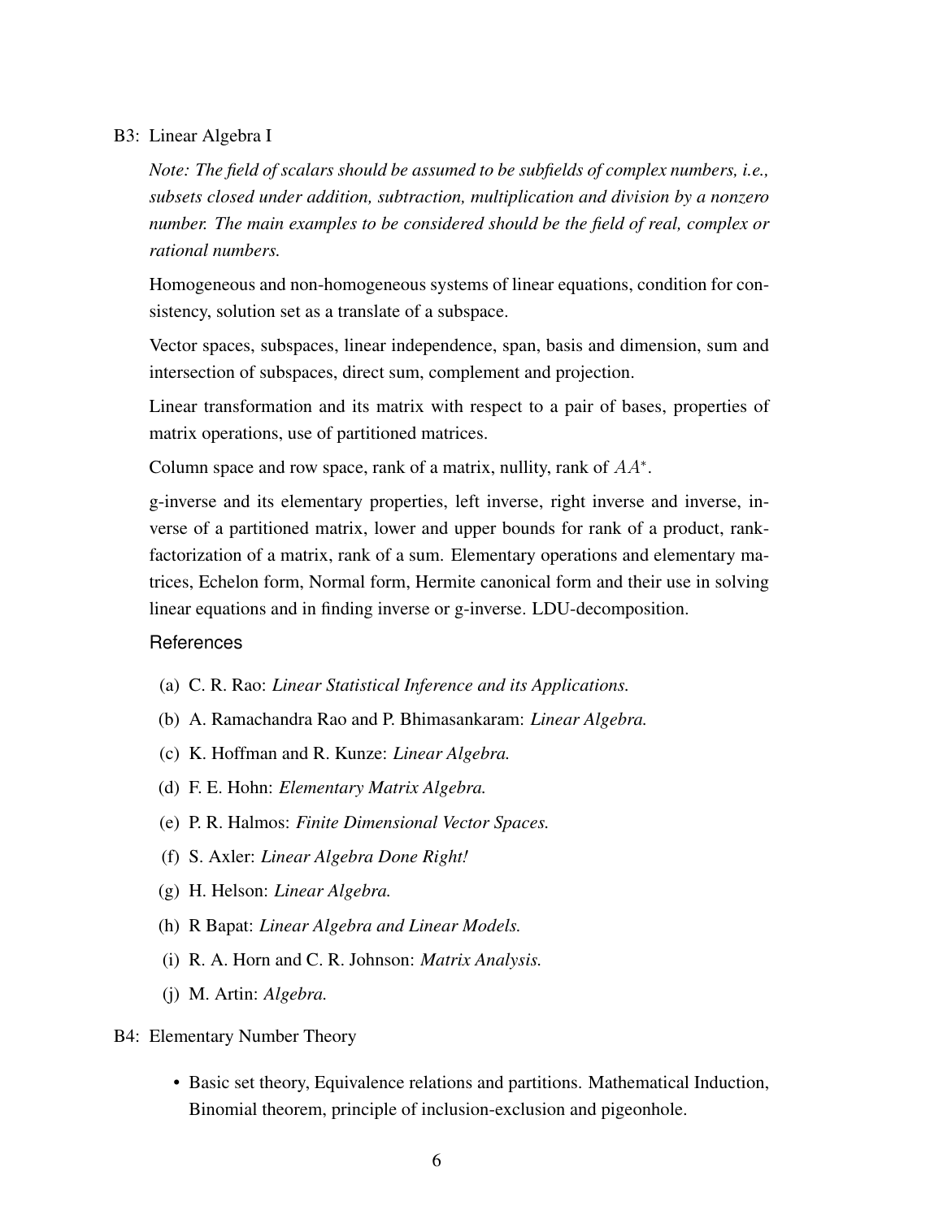B3: Linear Algebra I

*Note: The field of scalars should be assumed to be subfields of complex numbers, i.e., subsets closed under addition, subtraction, multiplication and division by a nonzero number. The main examples to be considered should be the field of real, complex or rational numbers.*

Homogeneous and non-homogeneous systems of linear equations, condition for consistency, solution set as a translate of a subspace.

Vector spaces, subspaces, linear independence, span, basis and dimension, sum and intersection of subspaces, direct sum, complement and projection.

Linear transformation and its matrix with respect to a pair of bases, properties of matrix operations, use of partitioned matrices.

Column space and row space, rank of a matrix, nullity, rank of $AA^*$.

g-inverse and its elementary properties, left inverse, right inverse and inverse, inverse of a partitioned matrix, lower and upper bounds for rank of a product, rank-factorization of a matrix, rank of a sum. Elementary operations and elementary matrices, Echelon form, Normal form, Hermite canonical form and their use in solving linear equations and in finding inverse or g-inverse. LDU-decomposition.

### References

(a) C. R. Rao: *Linear Statistical Inference and its Applications.*

(b) A. Ramachandra Rao and P. Bhimasankaram: *Linear Algebra.*

(c) K. Hoffman and R. Kunze: *Linear Algebra.*

(d) F. E. Hohn: *Elementary Matrix Algebra.*

(e) P. R. Halmos: *Finite Dimensional Vector Spaces.*

(f) S. Axler: *Linear Algebra Done Right!*

(g) H. Helson: *Linear Algebra.*

(h) R Bapat: *Linear Algebra and Linear Models.*

(i) R. A. Horn and C. R. Johnson: *Matrix Analysis.*

(j) M. Artin: *Algebra.*

B4: Elementary Number Theory

- Basic set theory, Equivalence relations and partitions. Mathematical Induction, Binomial theorem, principle of inclusion-exclusion and pigeonhole.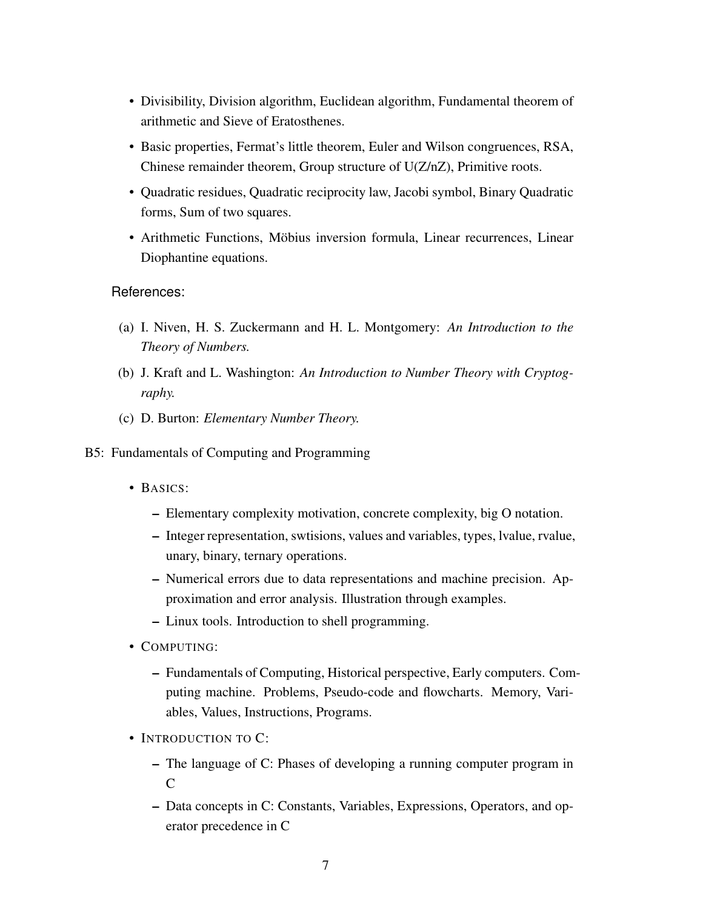- Divisibility, Division algorithm, Euclidean algorithm, Fundamental theorem of arithmetic and Sieve of Eratosthenes.
- Basic properties, Fermat's little theorem, Euler and Wilson congruences, RSA, Chinese remainder theorem, Group structure of U(Z/nZ), Primitive roots.
- Quadratic residues, Quadratic reciprocity law, Jacobi symbol, Binary Quadratic forms, Sum of two squares.
- Arithmetic Functions, Möbius inversion formula, Linear recurrences, Linear Diophantine equations.

References:

(a) I. Niven, H. S. Zuckermann and H. L. Montgomery: *An Introduction to the Theory of Numbers.*

(b) J. Kraft and L. Washington: *An Introduction to Number Theory with Cryptography.*

(c) D. Burton: *Elementary Number Theory.*

B5: Fundamentals of Computing and Programming

- BASICS:
  - Elementary complexity motivation, concrete complexity, big O notation.
  - Integer representation, swtisions, values and variables, types, lvalue, rvalue, unary, binary, ternary operations.
  - Numerical errors due to data representations and machine precision. Approximation and error analysis. Illustration through examples.
  - Linux tools. Introduction to shell programming.
- COMPUTING:
  - Fundamentals of Computing, Historical perspective, Early computers. Computing machine. Problems, Pseudo-code and flowcharts. Memory, Variables, Values, Instructions, Programs.
- INTRODUCTION TO C:
  - The language of C: Phases of developing a running computer program in C
  - Data concepts in C: Constants, Variables, Expressions, Operators, and operator precedence in C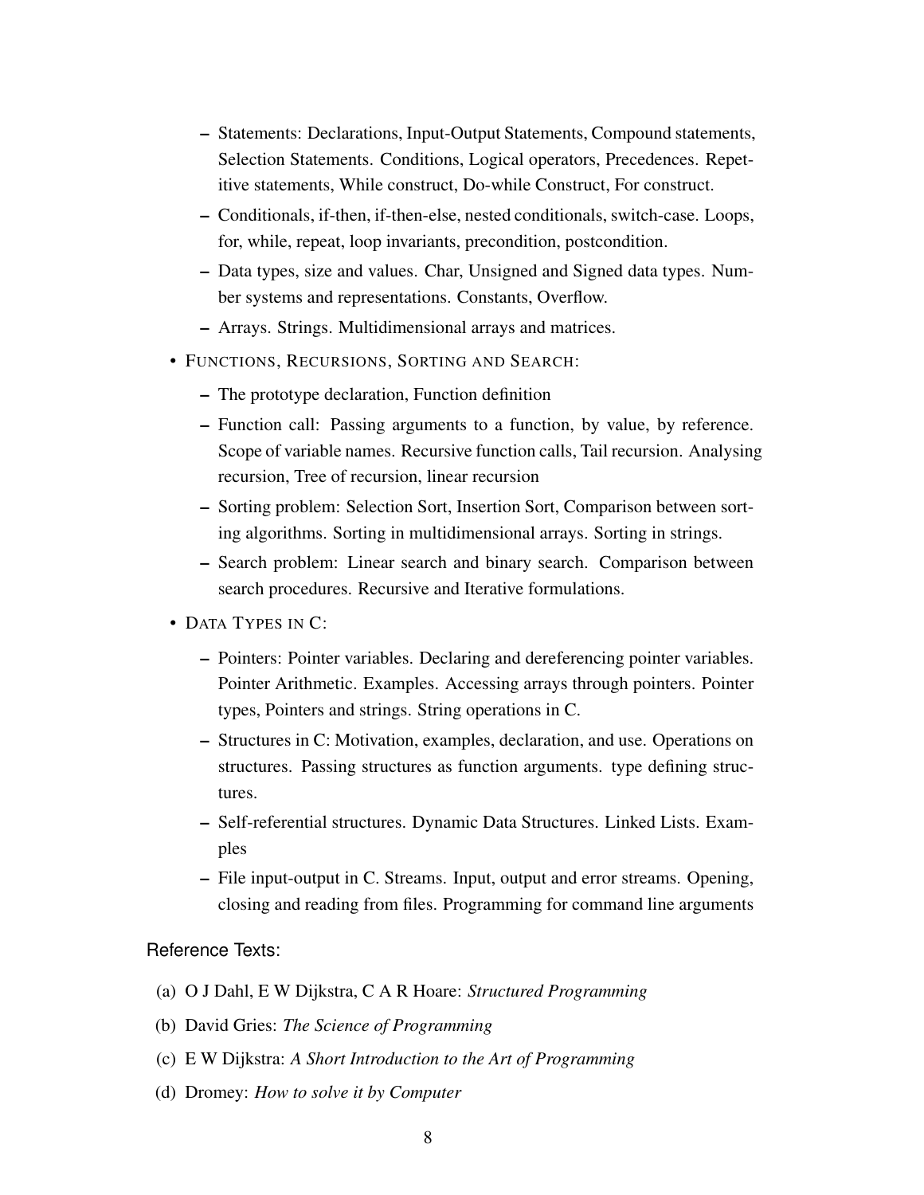- Statements: Declarations, Input-Output Statements, Compound statements, Selection Statements. Conditions, Logical operators, Precedences. Repetitive statements, While construct, Do-while Construct, For construct.
  - Conditionals, if-then, if-then-else, nested conditionals, switch-case. Loops, for, while, repeat, loop invariants, precondition, postcondition.
  - Data types, size and values. Char, Unsigned and Signed data types. Number systems and representations. Constants, Overflow.
  - Arrays. Strings. Multidimensional arrays and matrices.
- FUNCTIONS, RECURSIONS, SORTING AND SEARCH:
  - The prototype declaration, Function definition
  - Function call: Passing arguments to a function, by value, by reference. Scope of variable names. Recursive function calls, Tail recursion. Analysing recursion, Tree of recursion, linear recursion
  - Sorting problem: Selection Sort, Insertion Sort, Comparison between sorting algorithms. Sorting in multidimensional arrays. Sorting in strings.
  - Search problem: Linear search and binary search. Comparison between search procedures. Recursive and Iterative formulations.
- DATA TYPES IN C:
  - Pointers: Pointer variables. Declaring and dereferencing pointer variables. Pointer Arithmetic. Examples. Accessing arrays through pointers. Pointer types, Pointers and strings. String operations in C.
  - Structures in C: Motivation, examples, declaration, and use. Operations on structures. Passing structures as function arguments. type defining structures.
  - Self-referential structures. Dynamic Data Structures. Linked Lists. Examples
  - File input-output in C. Streams. Input, output and error streams. Opening, closing and reading from files. Programming for command line arguments

Reference Texts:

(a) O J Dahl, E W Dijkstra, C A R Hoare: *Structured Programming*

(b) David Gries: *The Science of Programming*

(c) E W Dijkstra: *A Short Introduction to the Art of Programming*

(d) Dromey: *How to solve it by Computer*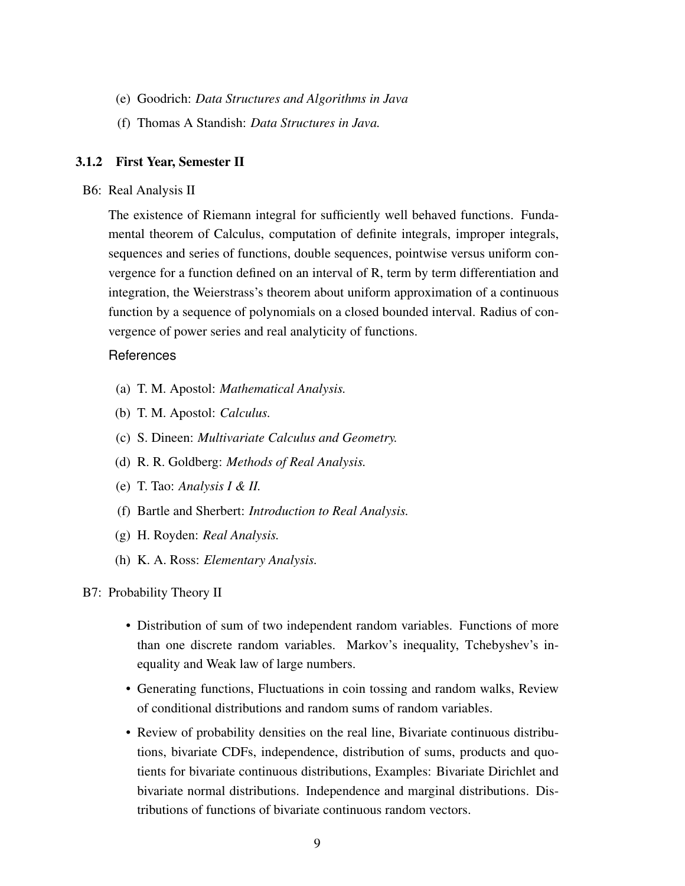(e) Goodrich: *Data Structures and Algorithms in Java*

(f) Thomas A Standish: *Data Structures in Java.*

### 3.1.2 First Year, Semester II

B6: Real Analysis II

The existence of Riemann integral for sufficiently well behaved functions. Fundamental theorem of Calculus, computation of definite integrals, improper integrals, sequences and series of functions, double sequences, pointwise versus uniform convergence for a function defined on an interval of R, term by term differentiation and integration, the Weierstrass's theorem about uniform approximation of a continuous function by a sequence of polynomials on a closed bounded interval. Radius of convergence of power series and real analyticity of functions.

References

(a) T. M. Apostol: *Mathematical Analysis.*

(b) T. M. Apostol: *Calculus.*

(c) S. Dineen: *Multivariate Calculus and Geometry.*

(d) R. R. Goldberg: *Methods of Real Analysis.*

(e) T. Tao: *Analysis I & II.*

(f) Bartle and Sherbert: *Introduction to Real Analysis.*

(g) H. Royden: *Real Analysis.*

(h) K. A. Ross: *Elementary Analysis.*

B7: Probability Theory II

- Distribution of sum of two independent random variables. Functions of more than one discrete random variables. Markov's inequality, Tchebyshev's inequality and Weak law of large numbers.
- Generating functions, Fluctuations in coin tossing and random walks, Review of conditional distributions and random sums of random variables.
- Review of probability densities on the real line, Bivariate continuous distributions, bivariate CDFs, independence, distribution of sums, products and quotients for bivariate continuous distributions, Examples: Bivariate Dirichlet and bivariate normal distributions. Independence and marginal distributions. Distributions of functions of bivariate continuous random vectors.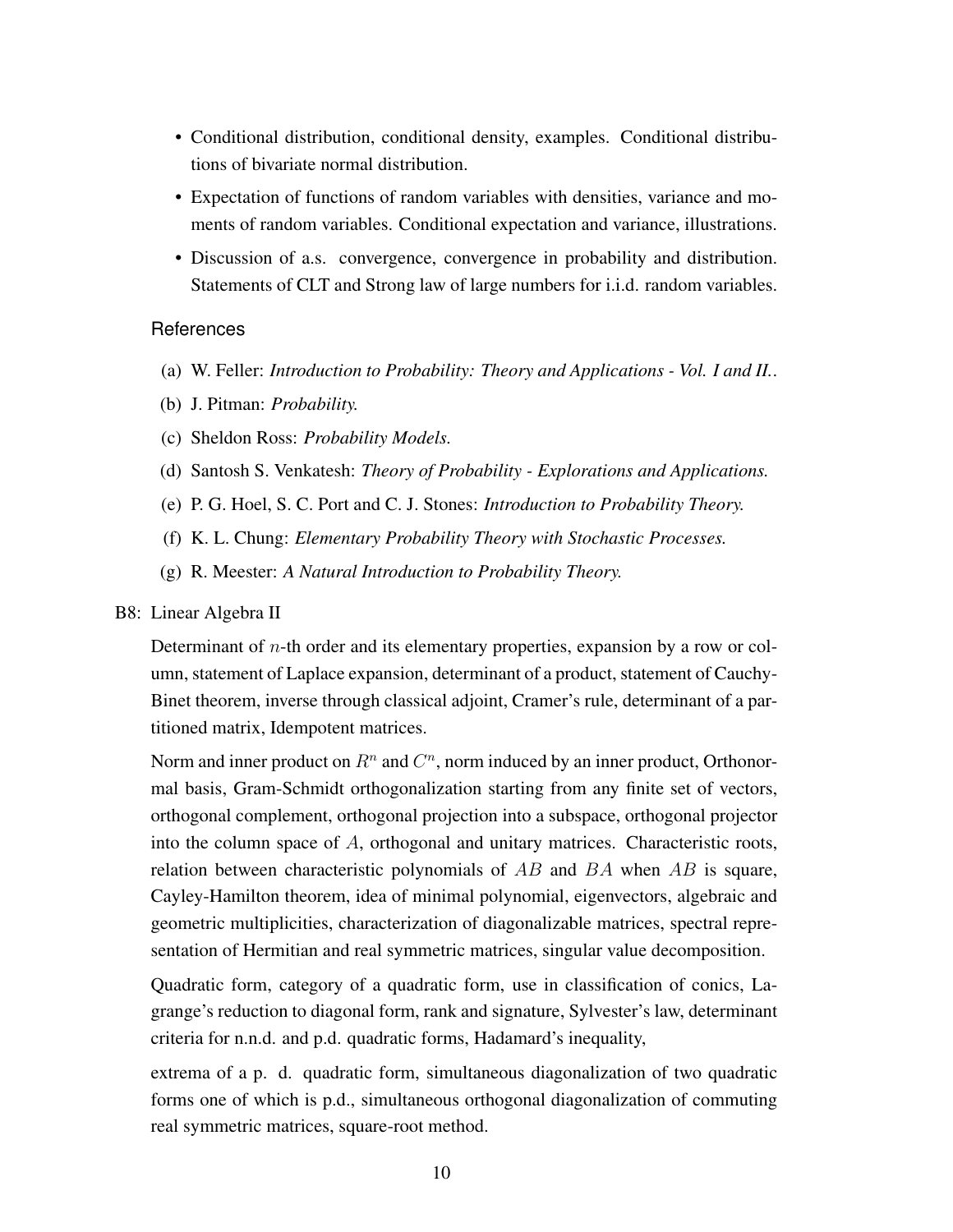- Conditional distribution, conditional density, examples. Conditional distributions of bivariate normal distribution.
- Expectation of functions of random variables with densities, variance and moments of random variables. Conditional expectation and variance, illustrations.
- Discussion of a.s. convergence, convergence in probability and distribution. Statements of CLT and Strong law of large numbers for i.i.d. random variables.

### References

(a) W. Feller: *Introduction to Probability: Theory and Applications - Vol. I and II.*.

(b) J. Pitman: *Probability.*

(c) Sheldon Ross: *Probability Models.*

(d) Santosh S. Venkatesh: *Theory of Probability - Explorations and Applications.*

(e) P. G. Hoel, S. C. Port and C. J. Stones: *Introduction to Probability Theory.*

(f) K. L. Chung: *Elementary Probability Theory with Stochastic Processes.*

(g) R. Meester: *A Natural Introduction to Probability Theory.*

## B8: Linear Algebra II

Determinant of $n$-th order and its elementary properties, expansion by a row or column, statement of Laplace expansion, determinant of a product, statement of Cauchy-Binet theorem, inverse through classical adjoint, Cramer's rule, determinant of a partitioned matrix, Idempotent matrices.

Norm and inner product on $R^n$ and $C^n$, norm induced by an inner product, Orthonormal basis, Gram-Schmidt orthogonalization starting from any finite set of vectors, orthogonal complement, orthogonal projection into a subspace, orthogonal projector into the column space of $A$, orthogonal and unitary matrices. Characteristic roots, relation between characteristic polynomials of $AB$ and $BA$ when $AB$ is square, Cayley-Hamilton theorem, idea of minimal polynomial, eigenvectors, algebraic and geometric multiplicities, characterization of diagonalizable matrices, spectral representation of Hermitian and real symmetric matrices, singular value decomposition.

Quadratic form, category of a quadratic form, use in classification of conics, Lagrange's reduction to diagonal form, rank and signature, Sylvester's law, determinant criteria for n.n.d. and p.d. quadratic forms, Hadamard's inequality,

extrema of a p. d. quadratic form, simultaneous diagonalization of two quadratic forms one of which is p.d., simultaneous orthogonal diagonalization of commuting real symmetric matrices, square-root method.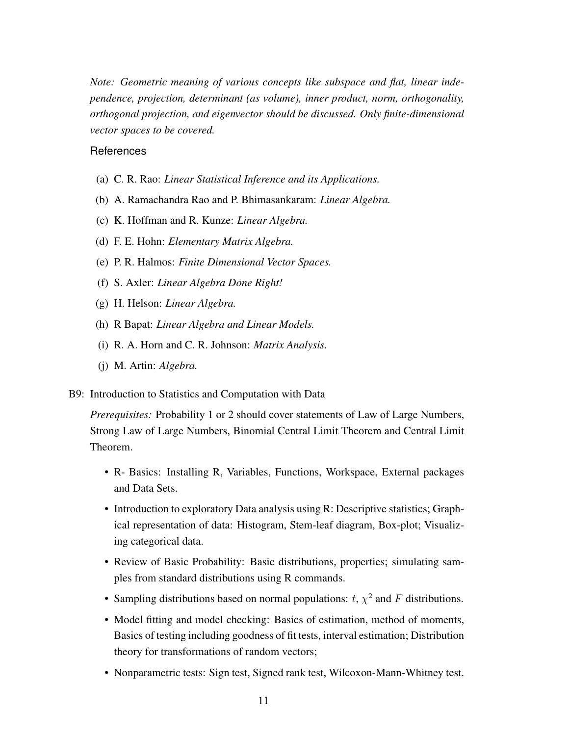*Note: Geometric meaning of various concepts like subspace and flat, linear independence, projection, determinant (as volume), inner product, norm, orthogonality, orthogonal projection, and eigenvector should be discussed. Only finite-dimensional vector spaces to be covered.*

### References

(a) C. R. Rao: *Linear Statistical Inference and its Applications.*

(b) A. Ramachandra Rao and P. Bhimasankaram: *Linear Algebra.*

(c) K. Hoffman and R. Kunze: *Linear Algebra.*

(d) F. E. Hohn: *Elementary Matrix Algebra.*

(e) P. R. Halmos: *Finite Dimensional Vector Spaces.*

(f) S. Axler: *Linear Algebra Done Right!*

(g) H. Helson: *Linear Algebra.*

(h) R Bapat: *Linear Algebra and Linear Models.*

(i) R. A. Horn and C. R. Johnson: *Matrix Analysis.*

(j) M. Artin: *Algebra.*

## B9: Introduction to Statistics and Computation with Data

*Prerequisites:* Probability 1 or 2 should cover statements of Law of Large Numbers, Strong Law of Large Numbers, Binomial Central Limit Theorem and Central Limit Theorem.

- R- Basics: Installing R, Variables, Functions, Workspace, External packages and Data Sets.
- Introduction to exploratory Data analysis using R: Descriptive statistics; Graphical representation of data: Histogram, Stem-leaf diagram, Box-plot; Visualizing categorical data.
- Review of Basic Probability: Basic distributions, properties; simulating samples from standard distributions using R commands.
- Sampling distributions based on normal populations: $t$, $\chi^2$ and $F$ distributions.
- Model fitting and model checking: Basics of estimation, method of moments, Basics of testing including goodness of fit tests, interval estimation; Distribution theory for transformations of random vectors;
- Nonparametric tests: Sign test, Signed rank test, Wilcoxon-Mann-Whitney test.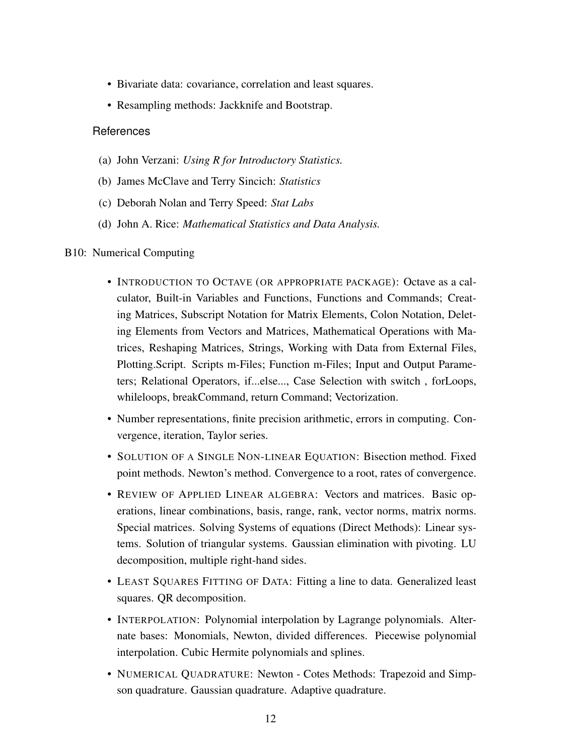- Bivariate data: covariance, correlation and least squares.
- Resampling methods: Jackknife and Bootstrap.

### References

(a) John Verzani: *Using R for Introductory Statistics.*

(b) James McClave and Terry Sincich: *Statistics*

(c) Deborah Nolan and Terry Speed: *Stat Labs*

(d) John A. Rice: *Mathematical Statistics and Data Analysis.*

B10: Numerical Computing

- INTRODUCTION TO OCTAVE (OR APPROPRIATE PACKAGE): Octave as a calculator, Built-in Variables and Functions, Functions and Commands; Creating Matrices, Subscript Notation for Matrix Elements, Colon Notation, Deleting Elements from Vectors and Matrices, Mathematical Operations with Matrices, Reshaping Matrices, Strings, Working with Data from External Files, Plotting.Script. Scripts m-Files; Function m-Files; Input and Output Parameters; Relational Operators, if...else..., Case Selection with switch , forLoops, whileloops, breakCommand, return Command; Vectorization.
- Number representations, finite precision arithmetic, errors in computing. Convergence, iteration, Taylor series.
- SOLUTION OF A SINGLE NON-LINEAR EQUATION: Bisection method. Fixed point methods. Newton's method. Convergence to a root, rates of convergence.
- REVIEW OF APPLIED LINEAR ALGEBRA: Vectors and matrices. Basic operations, linear combinations, basis, range, rank, vector norms, matrix norms. Special matrices. Solving Systems of equations (Direct Methods): Linear systems. Solution of triangular systems. Gaussian elimination with pivoting. LU decomposition, multiple right-hand sides.
- LEAST SQUARES FITTING OF DATA: Fitting a line to data. Generalized least squares. QR decomposition.
- INTERPOLATION: Polynomial interpolation by Lagrange polynomials. Alternate bases: Monomials, Newton, divided differences. Piecewise polynomial interpolation. Cubic Hermite polynomials and splines.
- NUMERICAL QUADRATURE: Newton - Cotes Methods: Trapezoid and Simpson quadrature. Gaussian quadrature. Adaptive quadrature.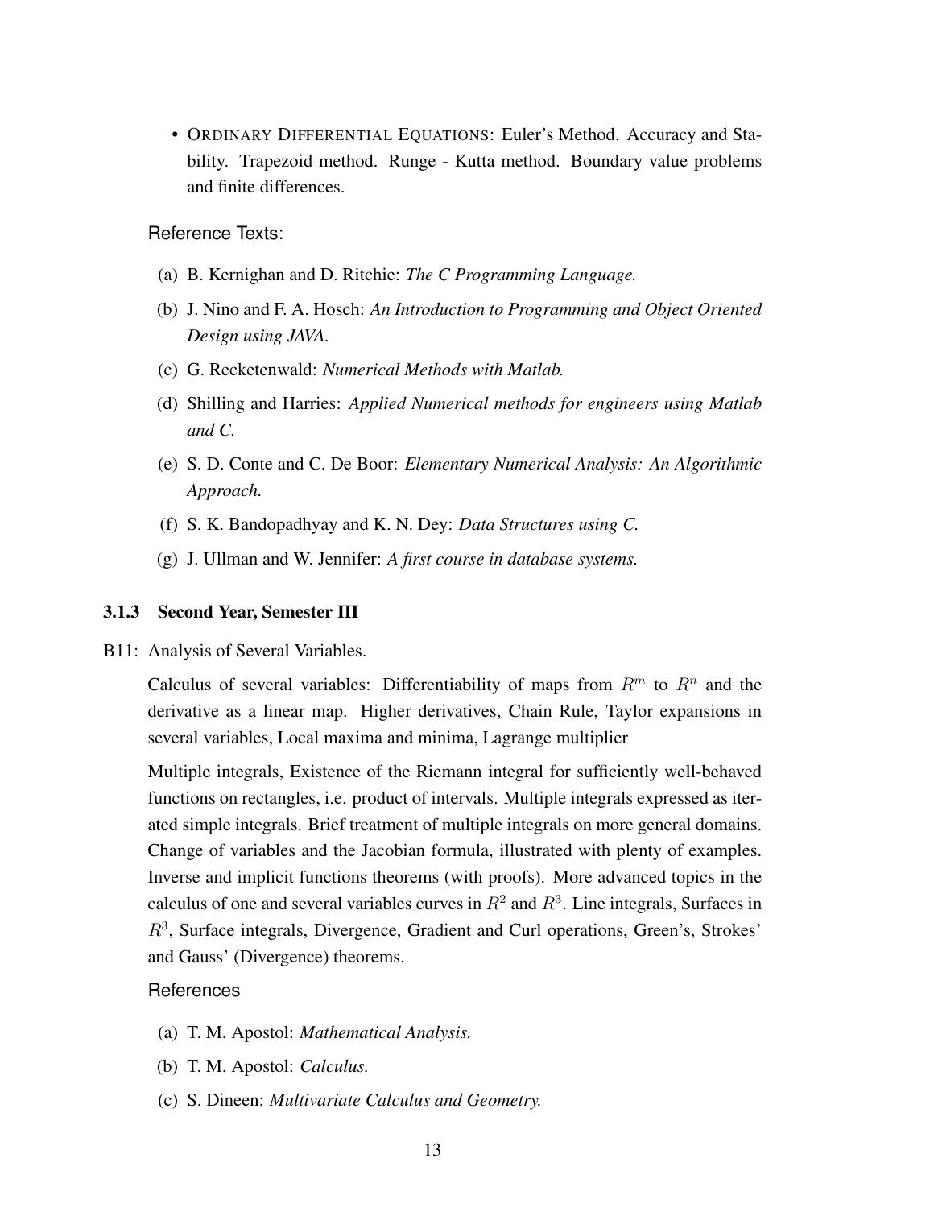- ORDINARY DIFFERENTIAL EQUATIONS: Euler's Method. Accuracy and Stability. Trapezoid method. Runge - Kutta method. Boundary value problems and finite differences.

Reference Texts:

(a) B. Kernighan and D. Ritchie: *The C Programming Language.*

(b) J. Nino and F. A. Hosch: *An Introduction to Programming and Object Oriented Design using JAVA.*

(c) G. Recketenwald: *Numerical Methods with Matlab.*

(d) Shilling and Harries: *Applied Numerical methods for engineers using Matlab and C.*

(e) S. D. Conte and C. De Boor: *Elementary Numerical Analysis: An Algorithmic Approach.*

(f) S. K. Bandopadhyay and K. N. Dey: *Data Structures using C.*

(g) J. Ullman and W. Jennifer: *A first course in database systems.*

### 3.1.3 Second Year, Semester III

B11: Analysis of Several Variables.

Calculus of several variables: Differentiability of maps from $R^m$ to $R^n$ and the derivative as a linear map. Higher derivatives, Chain Rule, Taylor expansions in several variables, Local maxima and minima, Lagrange multiplier

Multiple integrals, Existence of the Riemann integral for sufficiently well-behaved functions on rectangles, i.e. product of intervals. Multiple integrals expressed as iterated simple integrals. Brief treatment of multiple integrals on more general domains. Change of variables and the Jacobian formula, illustrated with plenty of examples. Inverse and implicit functions theorems (with proofs). More advanced topics in the calculus of one and several variables curves in $R^2$ and $R^3$. Line integrals, Surfaces in $R^3$, Surface integrals, Divergence, Gradient and Curl operations, Green's, Strokes' and Gauss' (Divergence) theorems.

References

(a) T. M. Apostol: *Mathematical Analysis.*

(b) T. M. Apostol: *Calculus.*

(c) S. Dineen: *Multivariate Calculus and Geometry.*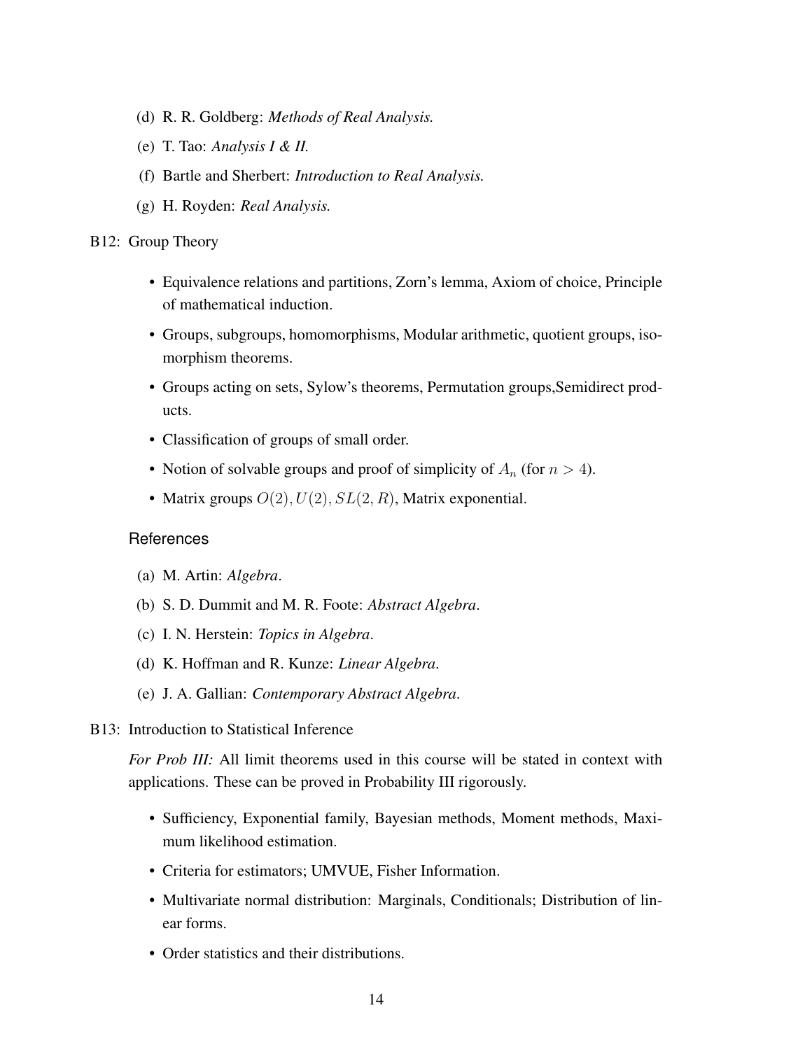(d) R. R. Goldberg: *Methods of Real Analysis.*

(e) T. Tao: *Analysis I & II.*

(f) Bartle and Sherbert: *Introduction to Real Analysis.*

(g) H. Royden: *Real Analysis.*

B12: Group Theory

- Equivalence relations and partitions, Zorn's lemma, Axiom of choice, Principle of mathematical induction.
- Groups, subgroups, homomorphisms, Modular arithmetic, quotient groups, isomorphism theorems.
- Groups acting on sets, Sylow's theorems, Permutation groups,Semidirect products.
- Classification of groups of small order.
- Notion of solvable groups and proof of simplicity of $A_n$ (for $n > 4$).
- Matrix groups $O(2), U(2), SL(2, R)$, Matrix exponential.

References

(a) M. Artin: *Algebra*.

(b) S. D. Dummit and M. R. Foote: *Abstract Algebra*.

(c) I. N. Herstein: *Topics in Algebra*.

(d) K. Hoffman and R. Kunze: *Linear Algebra*.

(e) J. A. Gallian: *Contemporary Abstract Algebra*.

B13: Introduction to Statistical Inference

*For Prob III:* All limit theorems used in this course will be stated in context with applications. These can be proved in Probability III rigorously.

- Sufficiency, Exponential family, Bayesian methods, Moment methods, Maximum likelihood estimation.
- Criteria for estimators; UMVUE, Fisher Information.
- Multivariate normal distribution: Marginals, Conditionals; Distribution of linear forms.
- Order statistics and their distributions.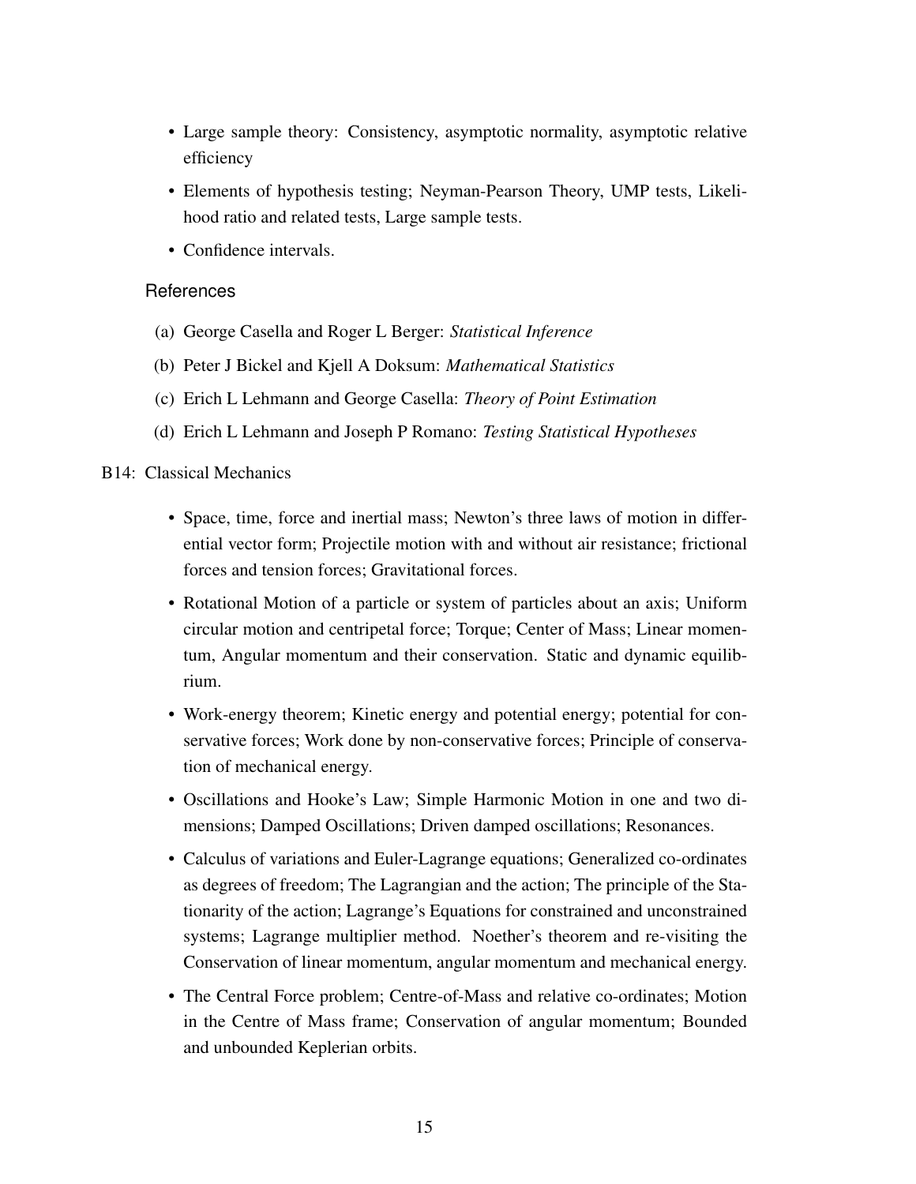- Large sample theory: Consistency, asymptotic normality, asymptotic relative efficiency
- Elements of hypothesis testing; Neyman-Pearson Theory, UMP tests, Likelihood ratio and related tests, Large sample tests.
- Confidence intervals.

### References

(a) George Casella and Roger L Berger: *Statistical Inference*

(b) Peter J Bickel and Kjell A Doksum: *Mathematical Statistics*

(c) Erich L Lehmann and George Casella: *Theory of Point Estimation*

(d) Erich L Lehmann and Joseph P Romano: *Testing Statistical Hypotheses*

B14: Classical Mechanics

- Space, time, force and inertial mass; Newton's three laws of motion in differential vector form; Projectile motion with and without air resistance; frictional forces and tension forces; Gravitational forces.
- Rotational Motion of a particle or system of particles about an axis; Uniform circular motion and centripetal force; Torque; Center of Mass; Linear momentum, Angular momentum and their conservation. Static and dynamic equilibrium.
- Work-energy theorem; Kinetic energy and potential energy; potential for conservative forces; Work done by non-conservative forces; Principle of conservation of mechanical energy.
- Oscillations and Hooke's Law; Simple Harmonic Motion in one and two dimensions; Damped Oscillations; Driven damped oscillations; Resonances.
- Calculus of variations and Euler-Lagrange equations; Generalized co-ordinates as degrees of freedom; The Lagrangian and the action; The principle of the Stationarity of the action; Lagrange's Equations for constrained and unconstrained systems; Lagrange multiplier method. Noether's theorem and re-visiting the Conservation of linear momentum, angular momentum and mechanical energy.
- The Central Force problem; Centre-of-Mass and relative co-ordinates; Motion in the Centre of Mass frame; Conservation of angular momentum; Bounded and unbounded Keplerian orbits.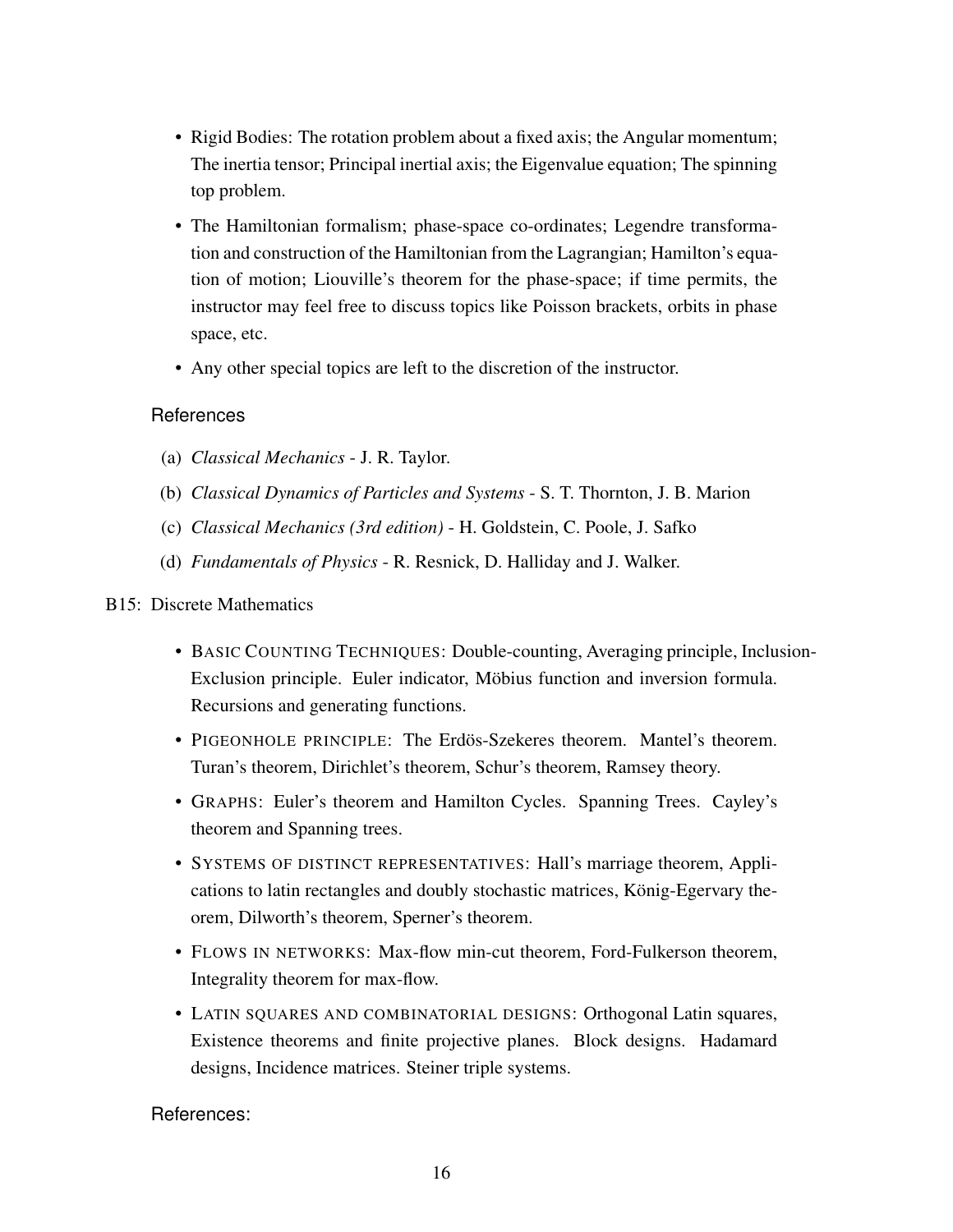- Rigid Bodies: The rotation problem about a fixed axis; the Angular momentum; The inertia tensor; Principal inertial axis; the Eigenvalue equation; The spinning top problem.
- The Hamiltonian formalism; phase-space co-ordinates; Legendre transformation and construction of the Hamiltonian from the Lagrangian; Hamilton's equation of motion; Liouville's theorem for the phase-space; if time permits, the instructor may feel free to discuss topics like Poisson brackets, orbits in phase space, etc.
- Any other special topics are left to the discretion of the instructor.

### References

(a) *Classical Mechanics* - J. R. Taylor.

(b) *Classical Dynamics of Particles and Systems* - S. T. Thornton, J. B. Marion

(c) *Classical Mechanics (3rd edition)* - H. Goldstein, C. Poole, J. Safko

(d) *Fundamentals of Physics* - R. Resnick, D. Halliday and J. Walker.

## B15: Discrete Mathematics

- Basic Counting Techniques: Double-counting, Averaging principle, Inclusion-Exclusion principle. Euler indicator, Möbius function and inversion formula. Recursions and generating functions.
- Pigeonhole principle: The Erdös-Szekeres theorem. Mantel's theorem. Turan's theorem, Dirichlet's theorem, Schur's theorem, Ramsey theory.
- Graphs: Euler's theorem and Hamilton Cycles. Spanning Trees. Cayley's theorem and Spanning trees.
- Systems of distinct representatives: Hall's marriage theorem, Applications to latin rectangles and doubly stochastic matrices, König-Egervary theorem, Dilworth's theorem, Sperner's theorem.
- Flows in networks: Max-flow min-cut theorem, Ford-Fulkerson theorem, Integrality theorem for max-flow.
- Latin squares and combinatorial designs: Orthogonal Latin squares, Existence theorems and finite projective planes. Block designs. Hadamard designs, Incidence matrices. Steiner triple systems.

### References: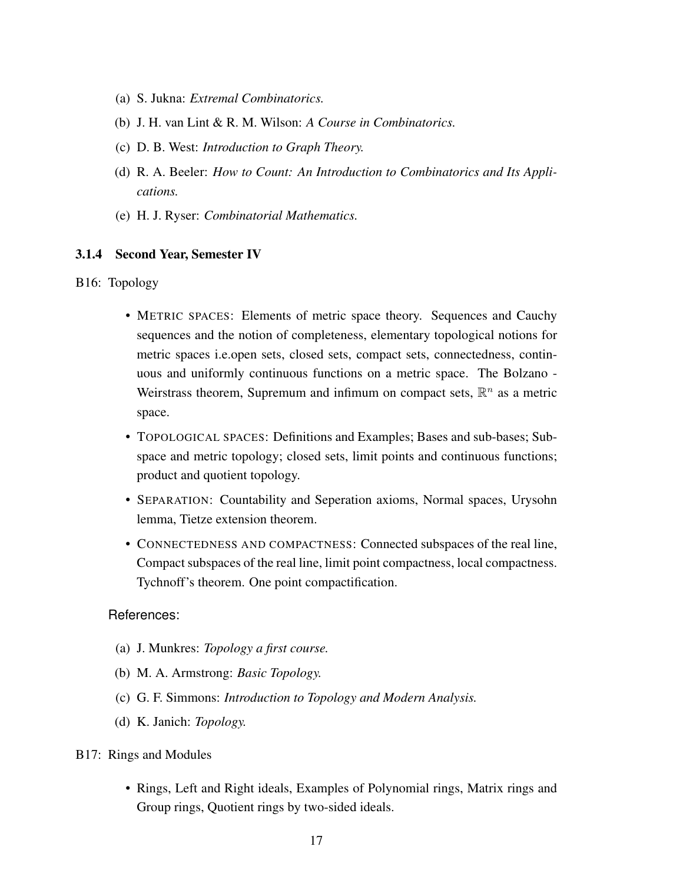(a) S. Jukna: *Extremal Combinatorics.*

(b) J. H. van Lint & R. M. Wilson: *A Course in Combinatorics.*

(c) D. B. West: *Introduction to Graph Theory.*

(d) R. A. Beeler: *How to Count: An Introduction to Combinatorics and Its Applications.*

(e) H. J. Ryser: *Combinatorial Mathematics.*

### 3.1.4 Second Year, Semester IV

B16: Topology

- METRIC SPACES: Elements of metric space theory. Sequences and Cauchy sequences and the notion of completeness, elementary topological notions for metric spaces i.e.open sets, closed sets, compact sets, connectedness, continuous and uniformly continuous functions on a metric space. The Bolzano - Weirstrass theorem, Supremum and infimum on compact sets, $\mathbb{R}^n$ as a metric space.
- TOPOLOGICAL SPACES: Definitions and Examples; Bases and sub-bases; Subspace and metric topology; closed sets, limit points and continuous functions; product and quotient topology.
- SEPARATION: Countability and Seperation axioms, Normal spaces, Urysohn lemma, Tietze extension theorem.
- CONNECTEDNESS AND COMPACTNESS: Connected subspaces of the real line, Compact subspaces of the real line, limit point compactness, local compactness. Tychnoff's theorem. One point compactification.

References:

(a) J. Munkres: *Topology a first course.*

(b) M. A. Armstrong: *Basic Topology.*

(c) G. F. Simmons: *Introduction to Topology and Modern Analysis.*

(d) K. Janich: *Topology.*

B17: Rings and Modules

- Rings, Left and Right ideals, Examples of Polynomial rings, Matrix rings and Group rings, Quotient rings by two-sided ideals.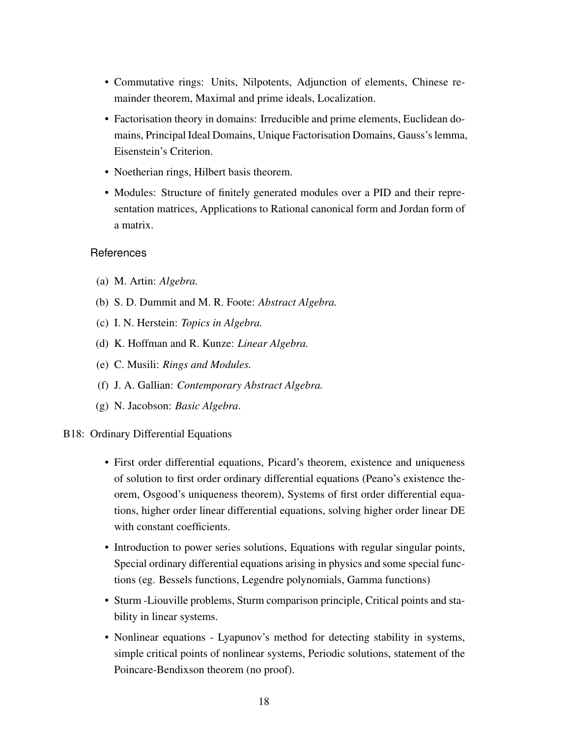- Commutative rings: Units, Nilpotents, Adjunction of elements, Chinese remainder theorem, Maximal and prime ideals, Localization.
- Factorisation theory in domains: Irreducible and prime elements, Euclidean domains, Principal Ideal Domains, Unique Factorisation Domains, Gauss's lemma, Eisenstein's Criterion.
- Noetherian rings, Hilbert basis theorem.
- Modules: Structure of finitely generated modules over a PID and their representation matrices, Applications to Rational canonical form and Jordan form of a matrix.

### References

(a) M. Artin: *Algebra.*

(b) S. D. Dummit and M. R. Foote: *Abstract Algebra.*

(c) I. N. Herstein: *Topics in Algebra.*

(d) K. Hoffman and R. Kunze: *Linear Algebra.*

(e) C. Musili: *Rings and Modules.*

(f) J. A. Gallian: *Contemporary Abstract Algebra.*

(g) N. Jacobson: *Basic Algebra*.

B18: Ordinary Differential Equations

- First order differential equations, Picard's theorem, existence and uniqueness of solution to first order ordinary differential equations (Peano's existence theorem, Osgood's uniqueness theorem), Systems of first order differential equations, higher order linear differential equations, solving higher order linear DE with constant coefficients.
- Introduction to power series solutions, Equations with regular singular points, Special ordinary differential equations arising in physics and some special functions (eg. Bessels functions, Legendre polynomials, Gamma functions)
- Sturm -Liouville problems, Sturm comparison principle, Critical points and stability in linear systems.
- Nonlinear equations - Lyapunov's method for detecting stability in systems, simple critical points of nonlinear systems, Periodic solutions, statement of the Poincare-Bendixson theorem (no proof).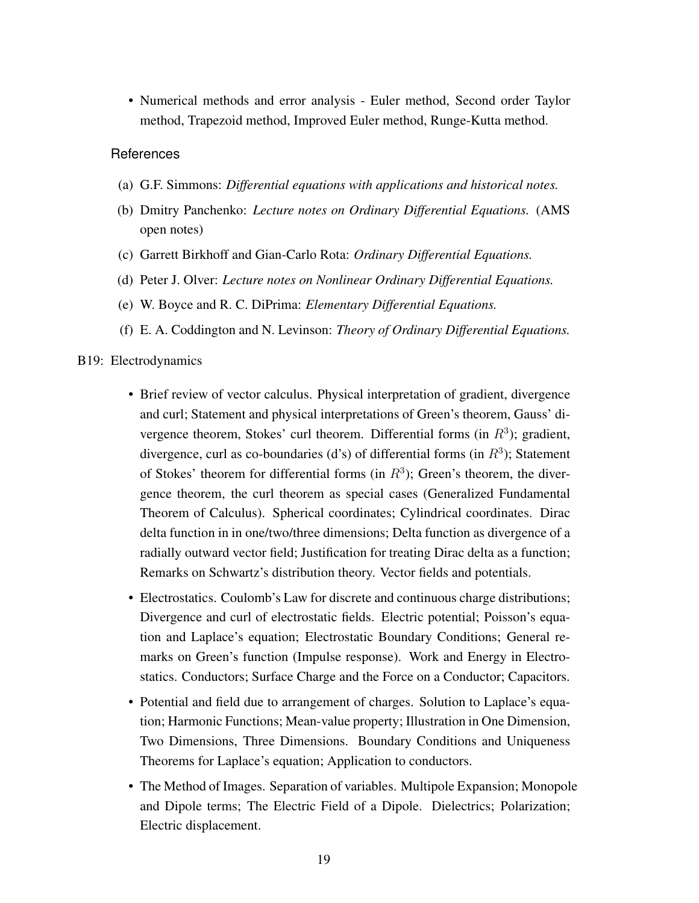- Numerical methods and error analysis - Euler method, Second order Taylor method, Trapezoid method, Improved Euler method, Runge-Kutta method.

### References

(a) G.F. Simmons: *Differential equations with applications and historical notes.*

(b) Dmitry Panchenko: *Lecture notes on Ordinary Differential Equations.* (AMS open notes)

(c) Garrett Birkhoff and Gian-Carlo Rota: *Ordinary Differential Equations.*

(d) Peter J. Olver: *Lecture notes on Nonlinear Ordinary Differential Equations.*

(e) W. Boyce and R. C. DiPrima: *Elementary Differential Equations.*

(f) E. A. Coddington and N. Levinson: *Theory of Ordinary Differential Equations.*

B19: Electrodynamics

- Brief review of vector calculus. Physical interpretation of gradient, divergence and curl; Statement and physical interpretations of Green's theorem, Gauss' divergence theorem, Stokes' curl theorem. Differential forms (in $R^3$); gradient, divergence, curl as co-boundaries (d's) of differential forms (in $R^3$); Statement of Stokes' theorem for differential forms (in $R^3$); Green's theorem, the divergence theorem, the curl theorem as special cases (Generalized Fundamental Theorem of Calculus). Spherical coordinates; Cylindrical coordinates. Dirac delta function in in one/two/three dimensions; Delta function as divergence of a radially outward vector field; Justification for treating Dirac delta as a function; Remarks on Schwartz's distribution theory. Vector fields and potentials.
- Electrostatics. Coulomb's Law for discrete and continuous charge distributions; Divergence and curl of electrostatic fields. Electric potential; Poisson's equation and Laplace's equation; Electrostatic Boundary Conditions; General remarks on Green's function (Impulse response). Work and Energy in Electrostatics. Conductors; Surface Charge and the Force on a Conductor; Capacitors.
- Potential and field due to arrangement of charges. Solution to Laplace's equation; Harmonic Functions; Mean-value property; Illustration in One Dimension, Two Dimensions, Three Dimensions. Boundary Conditions and Uniqueness Theorems for Laplace's equation; Application to conductors.
- The Method of Images. Separation of variables. Multipole Expansion; Monopole and Dipole terms; The Electric Field of a Dipole. Dielectrics; Polarization; Electric displacement.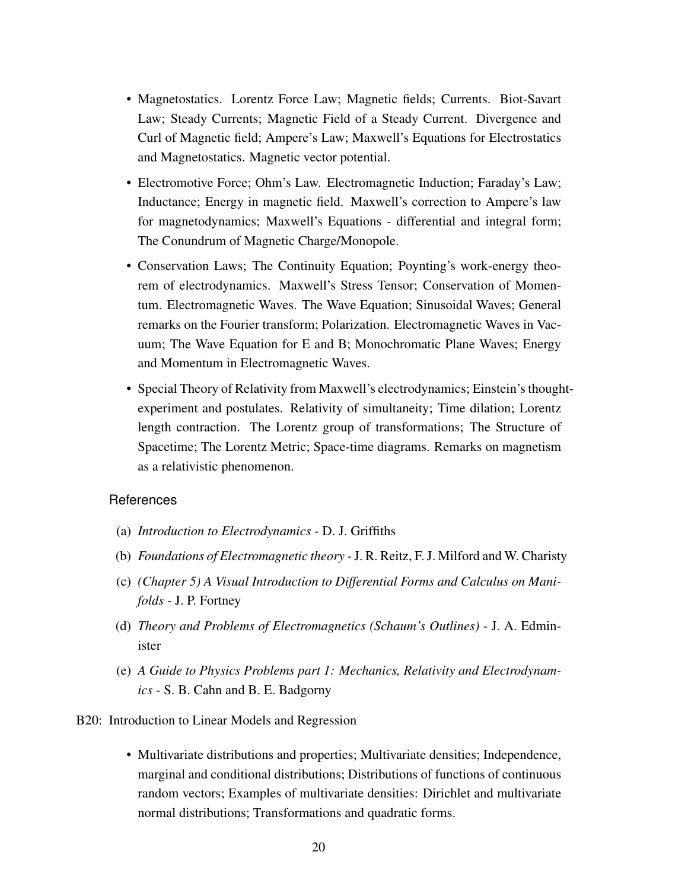- Magnetostatics. Lorentz Force Law; Magnetic fields; Currents. Biot-Savart Law; Steady Currents; Magnetic Field of a Steady Current. Divergence and Curl of Magnetic field; Ampere's Law; Maxwell's Equations for Electrostatics and Magnetostatics. Magnetic vector potential.
- Electromotive Force; Ohm's Law. Electromagnetic Induction; Faraday's Law; Inductance; Energy in magnetic field. Maxwell's correction to Ampere's law for magnetodynamics; Maxwell's Equations - differential and integral form; The Conundrum of Magnetic Charge/Monopole.
- Conservation Laws; The Continuity Equation; Poynting's work-energy theorem of electrodynamics. Maxwell's Stress Tensor; Conservation of Momentum. Electromagnetic Waves. The Wave Equation; Sinusoidal Waves; General remarks on the Fourier transform; Polarization. Electromagnetic Waves in Vacuum; The Wave Equation for E and B; Monochromatic Plane Waves; Energy and Momentum in Electromagnetic Waves.
- Special Theory of Relativity from Maxwell's electrodynamics; Einstein's thought-experiment and postulates. Relativity of simultaneity; Time dilation; Lorentz length contraction. The Lorentz group of transformations; The Structure of Spacetime; The Lorentz Metric; Space-time diagrams. Remarks on magnetism as a relativistic phenomenon.

References

(a) *Introduction to Electrodynamics* - D. J. Griffiths

(b) *Foundations of Electromagnetic theory* - J. R. Reitz, F. J. Milford and W. Charisty

(c) *(Chapter 5) A Visual Introduction to Differential Forms and Calculus on Manifolds* - J. P. Fortney

(d) *Theory and Problems of Electromagnetics (Schaum's Outlines)* - J. A. Edminister

(e) *A Guide to Physics Problems part 1: Mechanics, Relativity and Electrodynamics* - S. B. Cahn and B. E. Badgorny

B20: Introduction to Linear Models and Regression

- Multivariate distributions and properties; Multivariate densities; Independence, marginal and conditional distributions; Distributions of functions of continuous random vectors; Examples of multivariate densities: Dirichlet and multivariate normal distributions; Transformations and quadratic forms.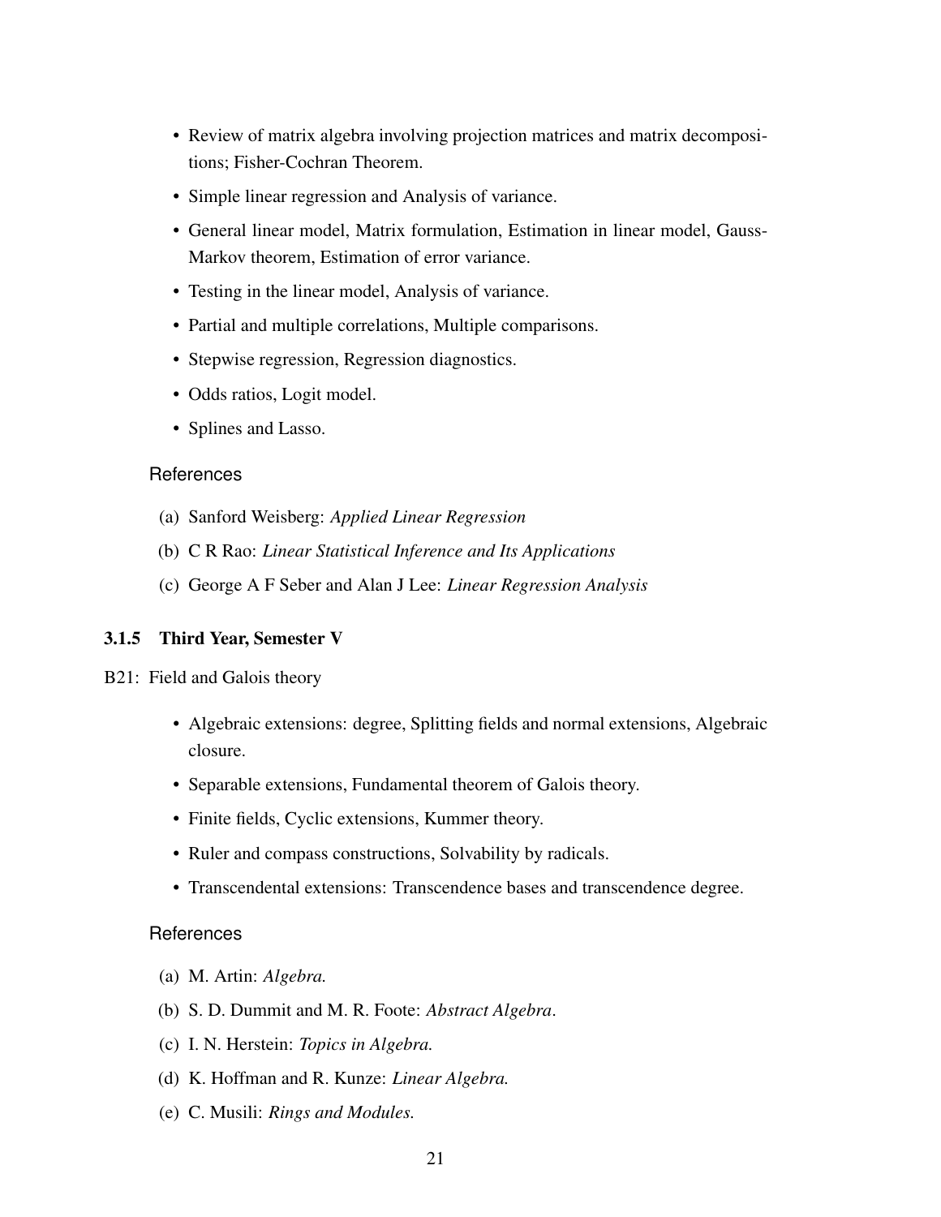- Review of matrix algebra involving projection matrices and matrix decompositions; Fisher-Cochran Theorem.
- Simple linear regression and Analysis of variance.
- General linear model, Matrix formulation, Estimation in linear model, Gauss-Markov theorem, Estimation of error variance.
- Testing in the linear model, Analysis of variance.
- Partial and multiple correlations, Multiple comparisons.
- Stepwise regression, Regression diagnostics.
- Odds ratios, Logit model.
- Splines and Lasso.

References

(a) Sanford Weisberg: *Applied Linear Regression*

(b) C R Rao: *Linear Statistical Inference and Its Applications*

(c) George A F Seber and Alan J Lee: *Linear Regression Analysis*

### 3.1.5 Third Year, Semester V

B21: Field and Galois theory

- Algebraic extensions: degree, Splitting fields and normal extensions, Algebraic closure.
- Separable extensions, Fundamental theorem of Galois theory.
- Finite fields, Cyclic extensions, Kummer theory.
- Ruler and compass constructions, Solvability by radicals.
- Transcendental extensions: Transcendence bases and transcendence degree.

References

(a) M. Artin: *Algebra.*

(b) S. D. Dummit and M. R. Foote: *Abstract Algebra*.

(c) I. N. Herstein: *Topics in Algebra.*

(d) K. Hoffman and R. Kunze: *Linear Algebra.*

(e) C. Musili: *Rings and Modules.*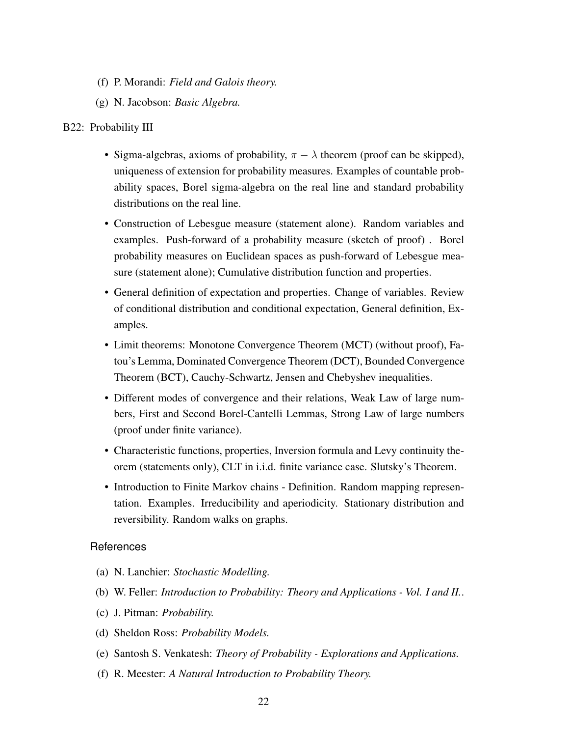(f) P. Morandi: *Field and Galois theory.*

(g) N. Jacobson: *Basic Algebra.*

B22: Probability III

- Sigma-algebras, axioms of probability, $\pi - \lambda$ theorem (proof can be skipped), uniqueness of extension for probability measures. Examples of countable probability spaces, Borel sigma-algebra on the real line and standard probability distributions on the real line.
- Construction of Lebesgue measure (statement alone). Random variables and examples. Push-forward of a probability measure (sketch of proof) . Borel probability measures on Euclidean spaces as push-forward of Lebesgue measure (statement alone); Cumulative distribution function and properties.
- General definition of expectation and properties. Change of variables. Review of conditional distribution and conditional expectation, General definition, Examples.
- Limit theorems: Monotone Convergence Theorem (MCT) (without proof), Fatou's Lemma, Dominated Convergence Theorem (DCT), Bounded Convergence Theorem (BCT), Cauchy-Schwartz, Jensen and Chebyshev inequalities.
- Different modes of convergence and their relations, Weak Law of large numbers, First and Second Borel-Cantelli Lemmas, Strong Law of large numbers (proof under finite variance).
- Characteristic functions, properties, Inversion formula and Levy continuity theorem (statements only), CLT in i.i.d. finite variance case. Slutsky's Theorem.
- Introduction to Finite Markov chains - Definition. Random mapping representation. Examples. Irreducibility and aperiodicity. Stationary distribution and reversibility. Random walks on graphs.

### References

(a) N. Lanchier: *Stochastic Modelling.*

(b) W. Feller: *Introduction to Probability: Theory and Applications - Vol. I and II.*.

(c) J. Pitman: *Probability.*

(d) Sheldon Ross: *Probability Models.*

(e) Santosh S. Venkatesh: *Theory of Probability - Explorations and Applications.*

(f) R. Meester: *A Natural Introduction to Probability Theory.*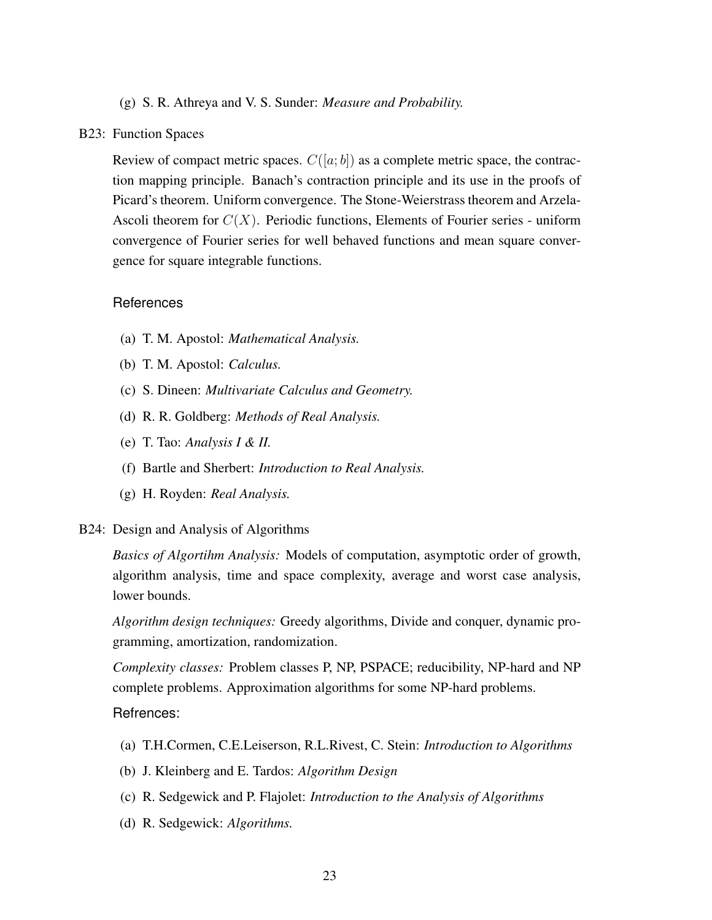(g) S. R. Athreya and V. S. Sunder: *Measure and Probability.*

B23: Function Spaces

Review of compact metric spaces. $C([a;b])$ as a complete metric space, the contraction mapping principle. Banach's contraction principle and its use in the proofs of Picard's theorem. Uniform convergence. The Stone-Weierstrass theorem and Arzela-Ascoli theorem for $C(X)$. Periodic functions, Elements of Fourier series - uniform convergence of Fourier series for well behaved functions and mean square convergence for square integrable functions.

References

(a) T. M. Apostol: *Mathematical Analysis.*

(b) T. M. Apostol: *Calculus.*

(c) S. Dineen: *Multivariate Calculus and Geometry.*

(d) R. R. Goldberg: *Methods of Real Analysis.*

(e) T. Tao: *Analysis I & II.*

(f) Bartle and Sherbert: *Introduction to Real Analysis.*

(g) H. Royden: *Real Analysis.*

B24: Design and Analysis of Algorithms

*Basics of Algortihm Analysis:* Models of computation, asymptotic order of growth, algorithm analysis, time and space complexity, average and worst case analysis, lower bounds.

*Algorithm design techniques:* Greedy algorithms, Divide and conquer, dynamic programming, amortization, randomization.

*Complexity classes:* Problem classes P, NP, PSPACE; reducibility, NP-hard and NP complete problems. Approximation algorithms for some NP-hard problems.

Refrences:

(a) T.H.Cormen, C.E.Leiserson, R.L.Rivest, C. Stein: *Introduction to Algorithms*

(b) J. Kleinberg and E. Tardos: *Algorithm Design*

(c) R. Sedgewick and P. Flajolet: *Introduction to the Analysis of Algorithms*

(d) R. Sedgewick: *Algorithms.*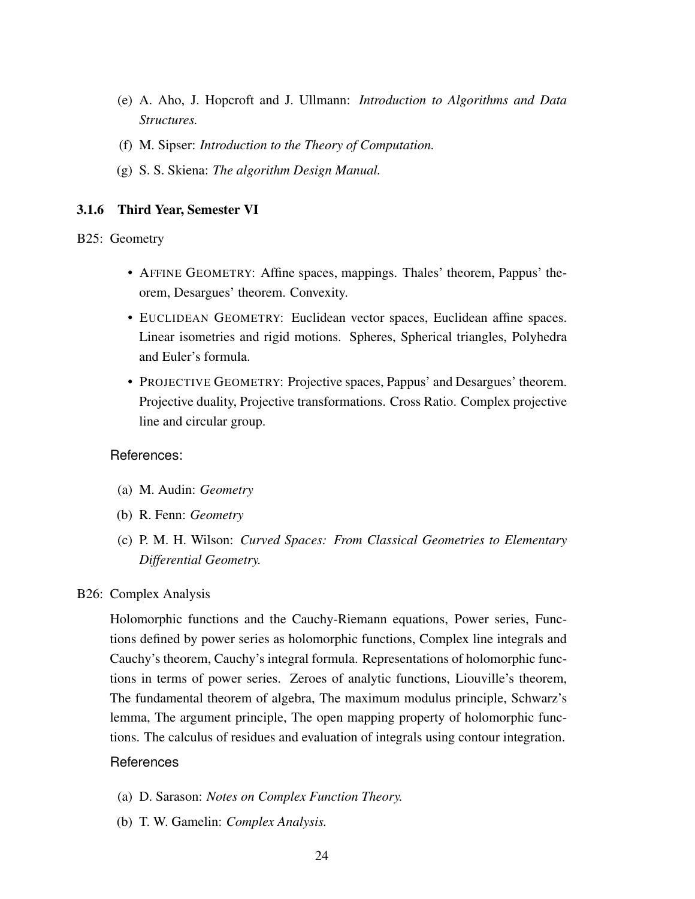(e) A. Aho, J. Hopcroft and J. Ullmann: *Introduction to Algorithms and Data Structures.*

(f) M. Sipser: *Introduction to the Theory of Computation.*

(g) S. S. Skiena: *The algorithm Design Manual.*

### 3.1.6 Third Year, Semester VI

B25: Geometry

- AFFINE GEOMETRY: Affine spaces, mappings. Thales' theorem, Pappus' theorem, Desargues' theorem. Convexity.
- EUCLIDEAN GEOMETRY: Euclidean vector spaces, Euclidean affine spaces. Linear isometries and rigid motions. Spheres, Spherical triangles, Polyhedra and Euler's formula.
- PROJECTIVE GEOMETRY: Projective spaces, Pappus' and Desargues' theorem. Projective duality, Projective transformations. Cross Ratio. Complex projective line and circular group.

References:

(a) M. Audin: *Geometry*

(b) R. Fenn: *Geometry*

(c) P. M. H. Wilson: *Curved Spaces: From Classical Geometries to Elementary Differential Geometry.*

B26: Complex Analysis

Holomorphic functions and the Cauchy-Riemann equations, Power series, Functions defined by power series as holomorphic functions, Complex line integrals and Cauchy's theorem, Cauchy's integral formula. Representations of holomorphic functions in terms of power series. Zeroes of analytic functions, Liouville's theorem, The fundamental theorem of algebra, The maximum modulus principle, Schwarz's lemma, The argument principle, The open mapping property of holomorphic functions. The calculus of residues and evaluation of integrals using contour integration.

References

(a) D. Sarason: *Notes on Complex Function Theory.*

(b) T. W. Gamelin: *Complex Analysis.*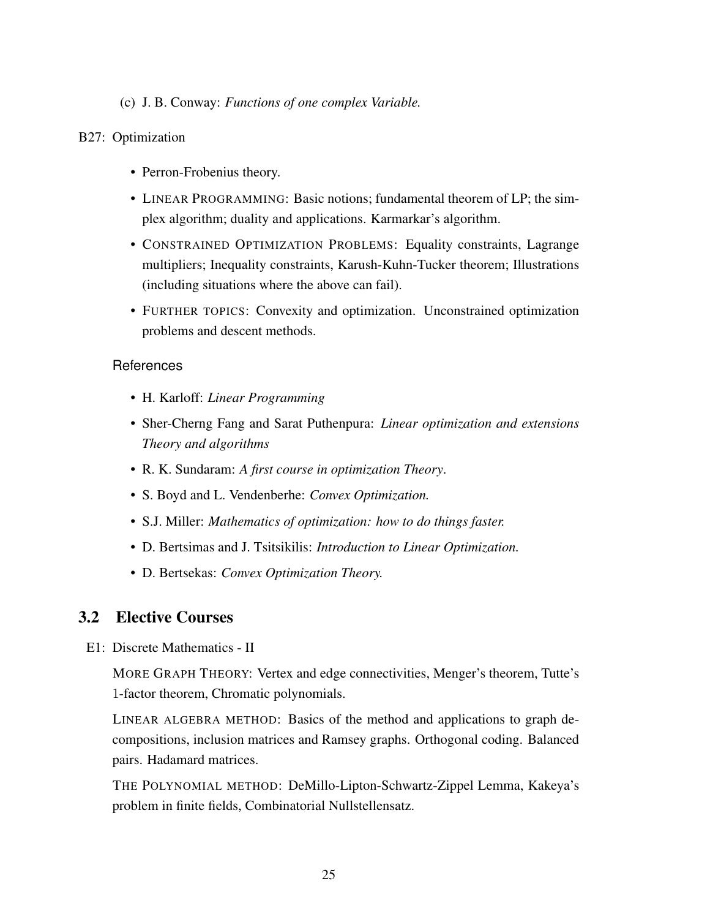(c) J. B. Conway: *Functions of one complex Variable.*

B27: Optimization

- Perron-Frobenius theory.
- LINEAR PROGRAMMING: Basic notions; fundamental theorem of LP; the simplex algorithm; duality and applications. Karmarkar's algorithm.
- CONSTRAINED OPTIMIZATION PROBLEMS: Equality constraints, Lagrange multipliers; Inequality constraints, Karush-Kuhn-Tucker theorem; Illustrations (including situations where the above can fail).
- FURTHER TOPICS: Convexity and optimization. Unconstrained optimization problems and descent methods.

References

- H. Karloff: *Linear Programming*
- Sher-Cherng Fang and Sarat Puthenpura: *Linear optimization and extensions Theory and algorithms*
- R. K. Sundaram: *A first course in optimization Theory*.
- S. Boyd and L. Vendenberhe: *Convex Optimization.*
- S.J. Miller: *Mathematics of optimization: how to do things faster.*
- D. Bertsimas and J. Tsitsikilis: *Introduction to Linear Optimization.*
- D. Bertsekas: *Convex Optimization Theory.*

## 3.2 Elective Courses

E1: Discrete Mathematics - II

MORE GRAPH THEORY: Vertex and edge connectivities, Menger's theorem, Tutte's 1-factor theorem, Chromatic polynomials.

LINEAR ALGEBRA METHOD: Basics of the method and applications to graph decompositions, inclusion matrices and Ramsey graphs. Orthogonal coding. Balanced pairs. Hadamard matrices.

THE POLYNOMIAL METHOD: DeMillo-Lipton-Schwartz-Zippel Lemma, Kakeya's problem in finite fields, Combinatorial Nullstellensatz.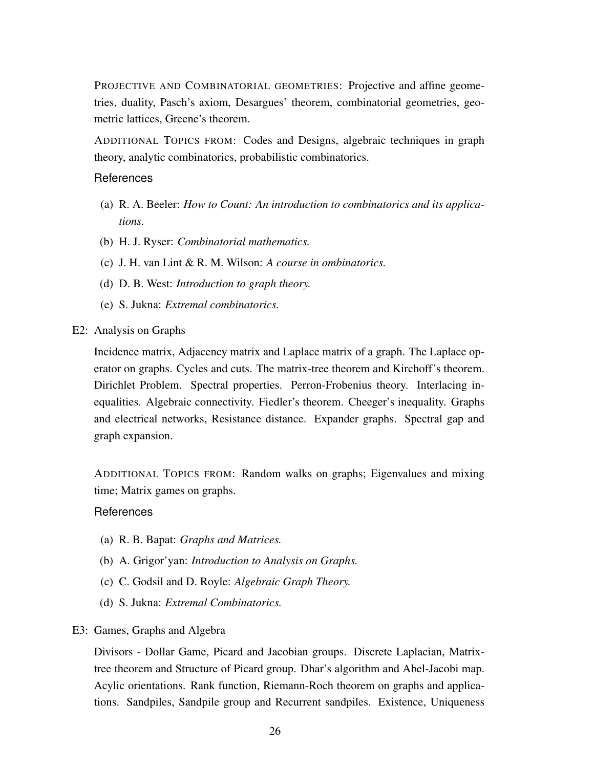PROJECTIVE AND COMBINATORIAL GEOMETRIES: Projective and affine geometries, duality, Pasch's axiom, Desargues' theorem, combinatorial geometries, geometric lattices, Greene's theorem.

ADDITIONAL TOPICS FROM: Codes and Designs, algebraic techniques in graph theory, analytic combinatorics, probabilistic combinatorics.

### References

(a) R. A. Beeler: *How to Count: An introduction to combinatorics and its applications.*

(b) H. J. Ryser: *Combinatorial mathematics.*

(c) J. H. van Lint & R. M. Wilson: *A course in ombinatorics.*

(d) D. B. West: *Introduction to graph theory.*

(e) S. Jukna: *Extremal combinatorics.*

E2: Analysis on Graphs

Incidence matrix, Adjacency matrix and Laplace matrix of a graph. The Laplace operator on graphs. Cycles and cuts. The matrix-tree theorem and Kirchoff's theorem. Dirichlet Problem. Spectral properties. Perron-Frobenius theory. Interlacing inequalities. Algebraic connectivity. Fiedler's theorem. Cheeger's inequality. Graphs and electrical networks, Resistance distance. Expander graphs. Spectral gap and graph expansion.

ADDITIONAL TOPICS FROM: Random walks on graphs; Eigenvalues and mixing time; Matrix games on graphs.

### References

(a) R. B. Bapat: *Graphs and Matrices.*

(b) A. Grigor'yan: *Introduction to Analysis on Graphs.*

(c) C. Godsil and D. Royle: *Algebraic Graph Theory.*

(d) S. Jukna: *Extremal Combinatorics.*

E3: Games, Graphs and Algebra

Divisors - Dollar Game, Picard and Jacobian groups. Discrete Laplacian, Matrix-tree theorem and Structure of Picard group. Dhar's algorithm and Abel-Jacobi map. Acylic orientations. Rank function, Riemann-Roch theorem on graphs and applications. Sandpiles, Sandpile group and Recurrent sandpiles. Existence, Uniqueness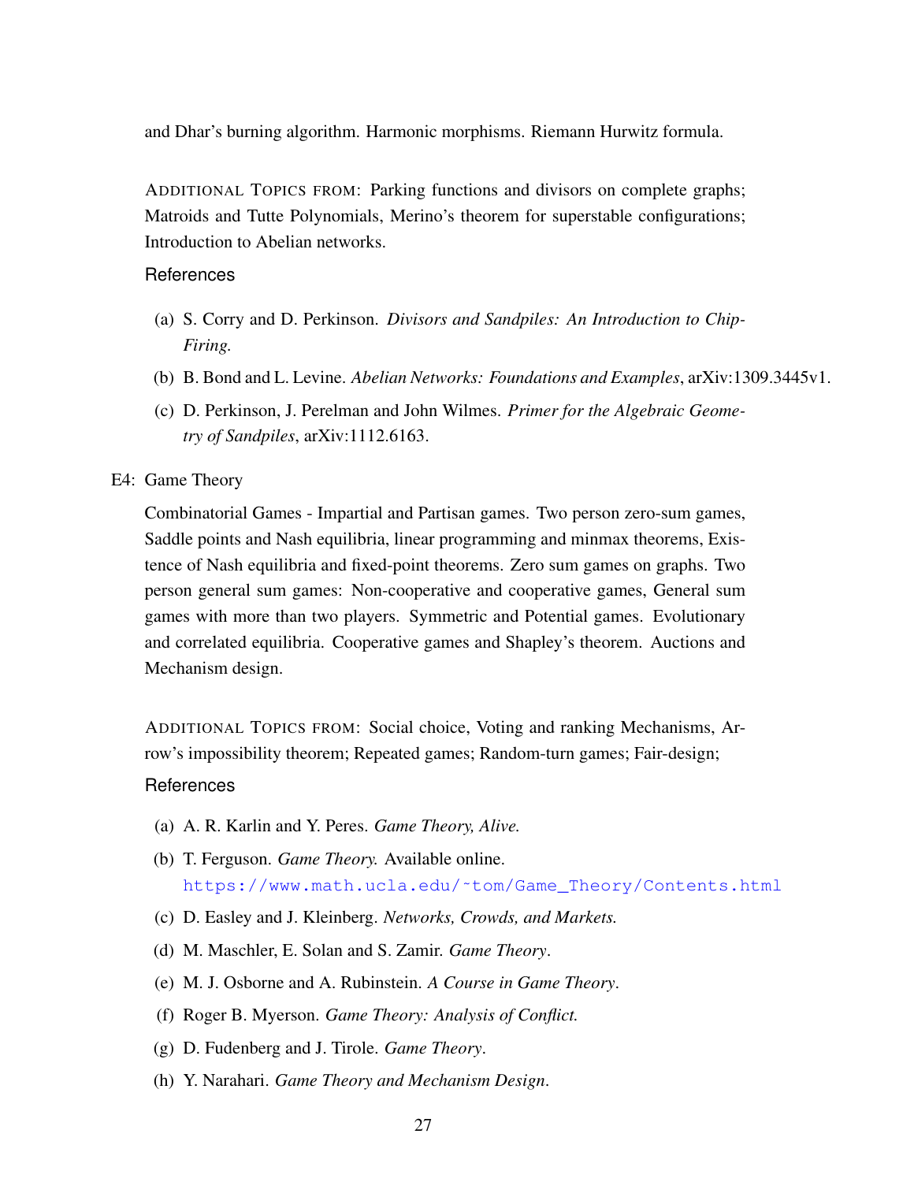and Dhar's burning algorithm. Harmonic morphisms. Riemann Hurwitz formula.

ADDITIONAL TOPICS FROM: Parking functions and divisors on complete graphs; Matroids and Tutte Polynomials, Merino's theorem for superstable configurations; Introduction to Abelian networks.

**References**

(a) S. Corry and D. Perkinson. *Divisors and Sandpiles: An Introduction to Chip-Firing.*

(b) B. Bond and L. Levine. *Abelian Networks: Foundations and Examples*, arXiv:1309.3445v1.

(c) D. Perkinson, J. Perelman and John Wilmes. *Primer for the Algebraic Geometry of Sandpiles*, arXiv:1112.6163.

E4: Game Theory

Combinatorial Games - Impartial and Partisan games. Two person zero-sum games, Saddle points and Nash equilibria, linear programming and minmax theorems, Existence of Nash equilibria and fixed-point theorems. Zero sum games on graphs. Two person general sum games: Non-cooperative and cooperative games, General sum games with more than two players. Symmetric and Potential games. Evolutionary and correlated equilibria. Cooperative games and Shapley's theorem. Auctions and Mechanism design.

ADDITIONAL TOPICS FROM: Social choice, Voting and ranking Mechanisms, Arrow's impossibility theorem; Repeated games; Random-turn games; Fair-design;

**References**

(a) A. R. Karlin and Y. Peres. *Game Theory, Alive.*

(b) T. Ferguson. *Game Theory.* Available online. https://www.math.ucla.edu/~tom/Game_Theory/Contents.html

(c) D. Easley and J. Kleinberg. *Networks, Crowds, and Markets.*

(d) M. Maschler, E. Solan and S. Zamir. *Game Theory*.

(e) M. J. Osborne and A. Rubinstein. *A Course in Game Theory*.

(f) Roger B. Myerson. *Game Theory: Analysis of Conflict.*

(g) D. Fudenberg and J. Tirole. *Game Theory*.

(h) Y. Narahari. *Game Theory and Mechanism Design*.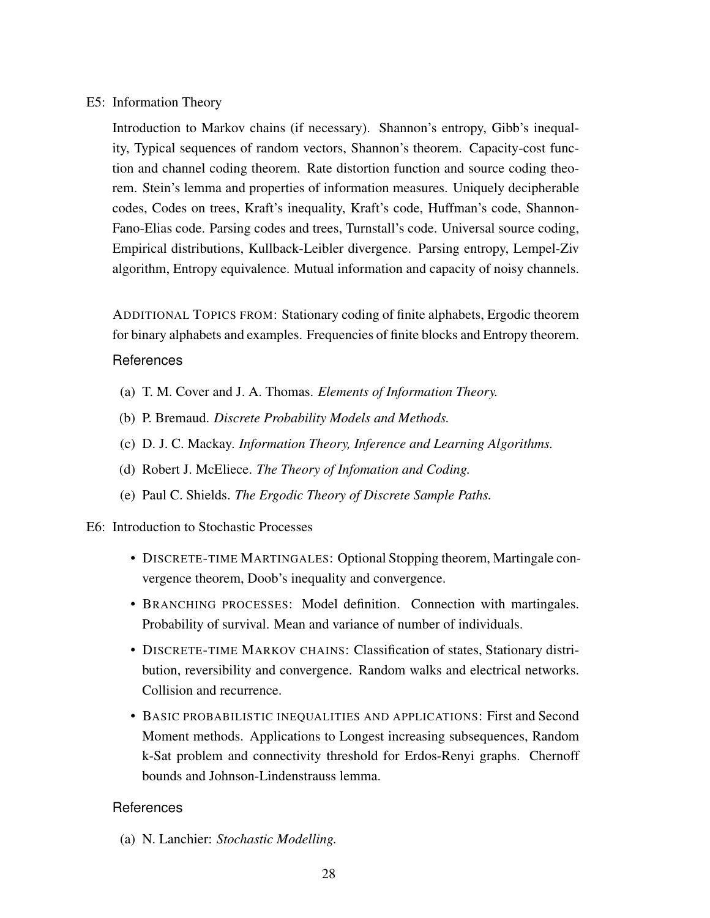E5: Information Theory

Introduction to Markov chains (if necessary). Shannon's entropy, Gibb's inequality, Typical sequences of random vectors, Shannon's theorem. Capacity-cost function and channel coding theorem. Rate distortion function and source coding theorem. Stein's lemma and properties of information measures. Uniquely decipherable codes, Codes on trees, Kraft's inequality, Kraft's code, Huffman's code, Shannon-Fano-Elias code. Parsing codes and trees, Turnstall's code. Universal source coding, Empirical distributions, Kullback-Leibler divergence. Parsing entropy, Lempel-Ziv algorithm, Entropy equivalence. Mutual information and capacity of noisy channels.

ADDITIONAL TOPICS FROM: Stationary coding of finite alphabets, Ergodic theorem for binary alphabets and examples. Frequencies of finite blocks and Entropy theorem.

### References

(a) T. M. Cover and J. A. Thomas. *Elements of Information Theory.*

(b) P. Bremaud. *Discrete Probability Models and Methods.*

(c) D. J. C. Mackay. *Information Theory, Inference and Learning Algorithms.*

(d) Robert J. McEliece. *The Theory of Infomation and Coding.*

(e) Paul C. Shields. *The Ergodic Theory of Discrete Sample Paths.*

E6: Introduction to Stochastic Processes

- DISCRETE-TIME MARTINGALES: Optional Stopping theorem, Martingale convergence theorem, Doob's inequality and convergence.
- BRANCHING PROCESSES: Model definition. Connection with martingales. Probability of survival. Mean and variance of number of individuals.
- DISCRETE-TIME MARKOV CHAINS: Classification of states, Stationary distribution, reversibility and convergence. Random walks and electrical networks. Collision and recurrence.
- BASIC PROBABILISTIC INEQUALITIES AND APPLICATIONS: First and Second Moment methods. Applications to Longest increasing subsequences, Random k-Sat problem and connectivity threshold for Erdos-Renyi graphs. Chernoff bounds and Johnson-Lindenstrauss lemma.

### References

(a) N. Lanchier: *Stochastic Modelling.*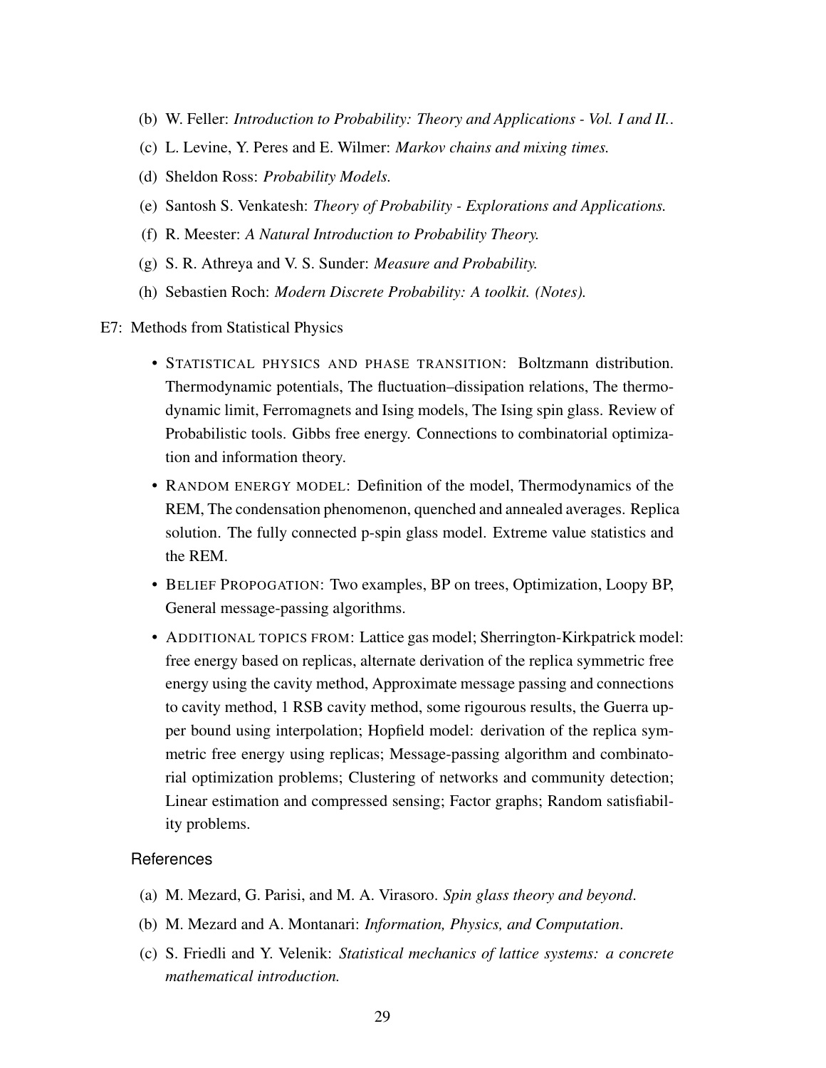(b) W. Feller: *Introduction to Probability: Theory and Applications - Vol. I and II.*.

(c) L. Levine, Y. Peres and E. Wilmer: *Markov chains and mixing times.*

(d) Sheldon Ross: *Probability Models.*

(e) Santosh S. Venkatesh: *Theory of Probability - Explorations and Applications.*

(f) R. Meester: *A Natural Introduction to Probability Theory.*

(g) S. R. Athreya and V. S. Sunder: *Measure and Probability.*

(h) Sebastien Roch: *Modern Discrete Probability: A toolkit. (Notes).*

E7: Methods from Statistical Physics

- STATISTICAL PHYSICS AND PHASE TRANSITION: Boltzmann distribution. Thermodynamic potentials, The fluctuation–dissipation relations, The thermodynamic limit, Ferromagnets and Ising models, The Ising spin glass. Review of Probabilistic tools. Gibbs free energy. Connections to combinatorial optimization and information theory.
- RANDOM ENERGY MODEL: Definition of the model, Thermodynamics of the REM, The condensation phenomenon, quenched and annealed averages. Replica solution. The fully connected p-spin glass model. Extreme value statistics and the REM.
- BELIEF PROPOGATION: Two examples, BP on trees, Optimization, Loopy BP, General message-passing algorithms.
- ADDITIONAL TOPICS FROM: Lattice gas model; Sherrington-Kirkpatrick model: free energy based on replicas, alternate derivation of the replica symmetric free energy using the cavity method, Approximate message passing and connections to cavity method, 1 RSB cavity method, some rigourous results, the Guerra upper bound using interpolation; Hopfield model: derivation of the replica symmetric free energy using replicas; Message-passing algorithm and combinatorial optimization problems; Clustering of networks and community detection; Linear estimation and compressed sensing; Factor graphs; Random satisfiability problems.

### References

(a) M. Mezard, G. Parisi, and M. A. Virasoro. *Spin glass theory and beyond*.

(b) M. Mezard and A. Montanari: *Information, Physics, and Computation*.

(c) S. Friedli and Y. Velenik: *Statistical mechanics of lattice systems: a concrete mathematical introduction.*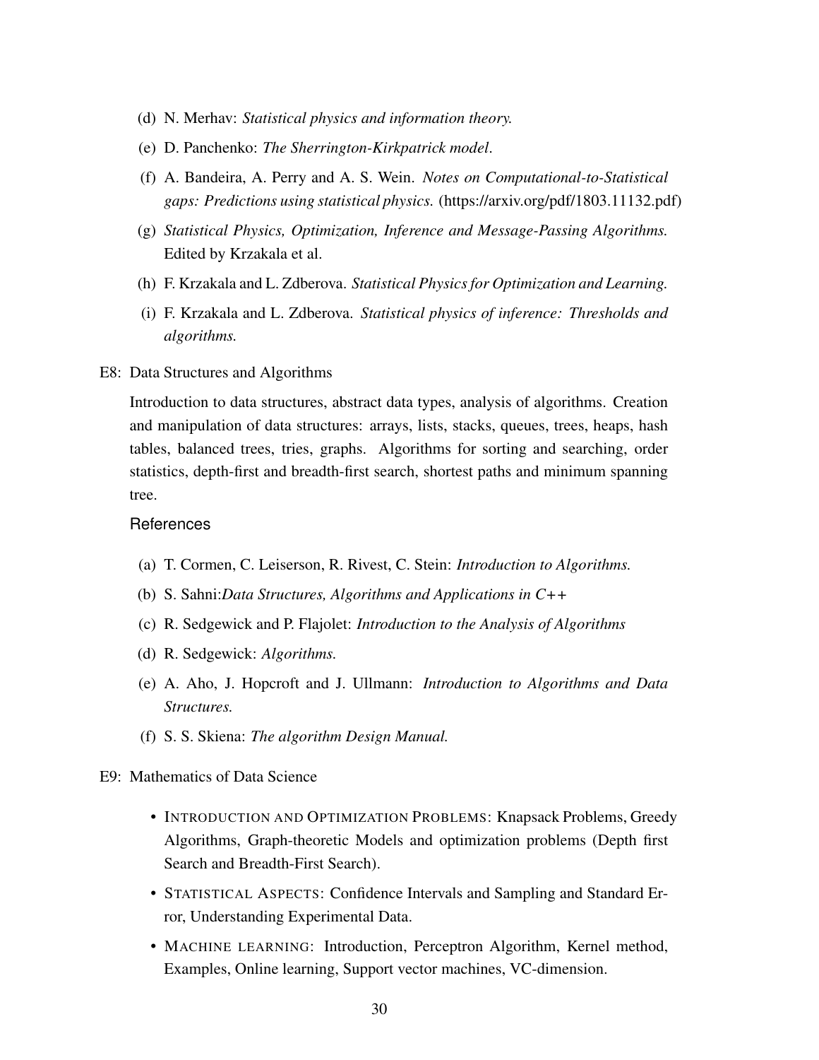(d) N. Merhav: *Statistical physics and information theory.*

(e) D. Panchenko: *The Sherrington-Kirkpatrick model*.

(f) A. Bandeira, A. Perry and A. S. Wein. *Notes on Computational-to-Statistical gaps: Predictions using statistical physics.* (https://arxiv.org/pdf/1803.11132.pdf)

(g) *Statistical Physics, Optimization, Inference and Message-Passing Algorithms.* Edited by Krzakala et al.

(h) F. Krzakala and L. Zdberova. *Statistical Physics for Optimization and Learning.*

(i) F. Krzakala and L. Zdberova. *Statistical physics of inference: Thresholds and algorithms.*

E8: Data Structures and Algorithms

Introduction to data structures, abstract data types, analysis of algorithms. Creation and manipulation of data structures: arrays, lists, stacks, queues, trees, heaps, hash tables, balanced trees, tries, graphs. Algorithms for sorting and searching, order statistics, depth-first and breadth-first search, shortest paths and minimum spanning tree.

References

(a) T. Cormen, C. Leiserson, R. Rivest, C. Stein: *Introduction to Algorithms.*

(b) S. Sahni:*Data Structures, Algorithms and Applications in C++*

(c) R. Sedgewick and P. Flajolet: *Introduction to the Analysis of Algorithms*

(d) R. Sedgewick: *Algorithms.*

(e) A. Aho, J. Hopcroft and J. Ullmann: *Introduction to Algorithms and Data Structures.*

(f) S. S. Skiena: *The algorithm Design Manual.*

E9: Mathematics of Data Science

- INTRODUCTION AND OPTIMIZATION PROBLEMS: Knapsack Problems, Greedy Algorithms, Graph-theoretic Models and optimization problems (Depth first Search and Breadth-First Search).
- STATISTICAL ASPECTS: Confidence Intervals and Sampling and Standard Error, Understanding Experimental Data.
- MACHINE LEARNING: Introduction, Perceptron Algorithm, Kernel method, Examples, Online learning, Support vector machines, VC-dimension.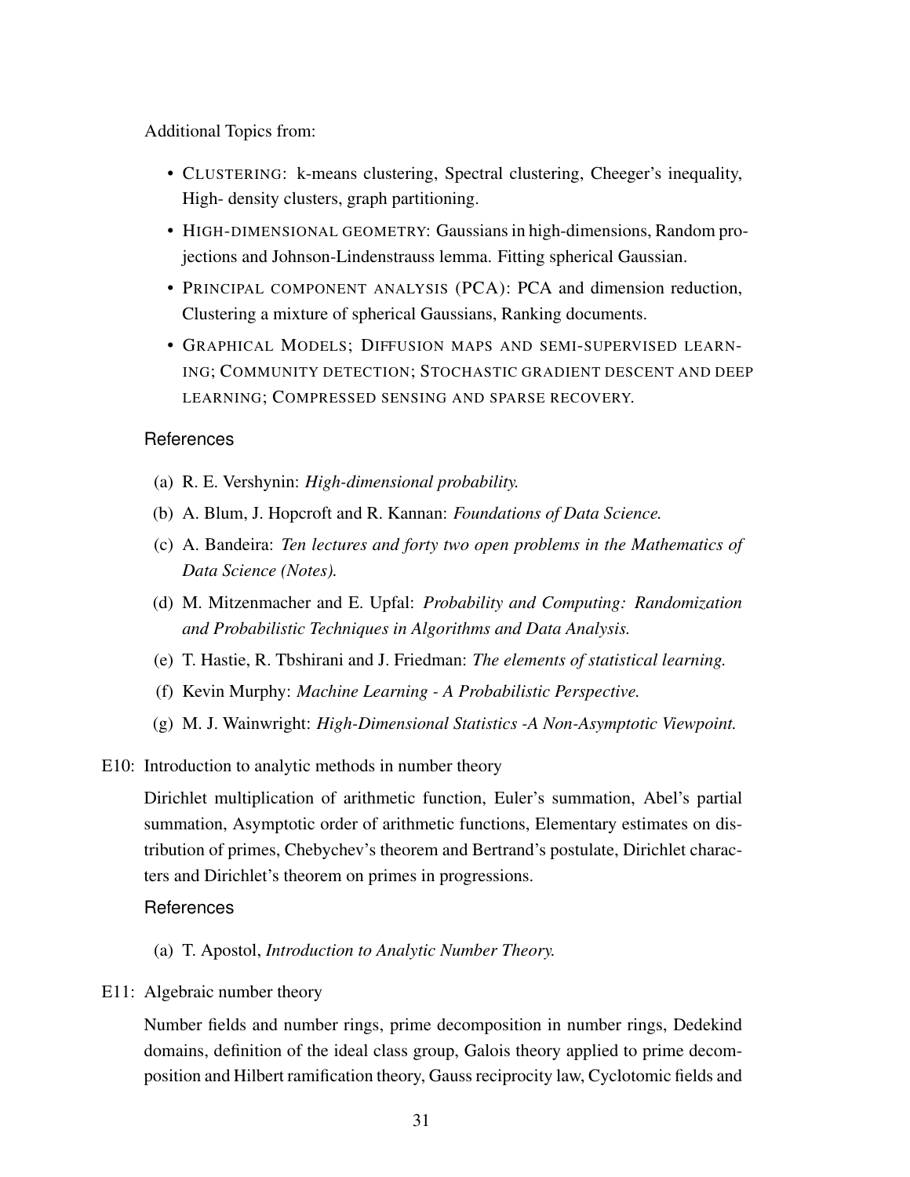Additional Topics from:

- CLUSTERING: k-means clustering, Spectral clustering, Cheeger's inequality, High- density clusters, graph partitioning.
- HIGH-DIMENSIONAL GEOMETRY: Gaussians in high-dimensions, Random projections and Johnson-Lindenstrauss lemma. Fitting spherical Gaussian.
- PRINCIPAL COMPONENT ANALYSIS (PCA): PCA and dimension reduction, Clustering a mixture of spherical Gaussians, Ranking documents.
- GRAPHICAL MODELS; DIFFUSION MAPS AND SEMI-SUPERVISED LEARNING; COMMUNITY DETECTION; STOCHASTIC GRADIENT DESCENT AND DEEP LEARNING; COMPRESSED SENSING AND SPARSE RECOVERY.

### References

(a) R. E. Vershynin: *High-dimensional probability.*

(b) A. Blum, J. Hopcroft and R. Kannan: *Foundations of Data Science.*

(c) A. Bandeira: *Ten lectures and forty two open problems in the Mathematics of Data Science (Notes).*

(d) M. Mitzenmacher and E. Upfal: *Probability and Computing: Randomization and Probabilistic Techniques in Algorithms and Data Analysis.*

(e) T. Hastie, R. Tbshirani and J. Friedman: *The elements of statistical learning.*

(f) Kevin Murphy: *Machine Learning - A Probabilistic Perspective.*

(g) M. J. Wainwright: *High-Dimensional Statistics -A Non-Asymptotic Viewpoint.*

E10: Introduction to analytic methods in number theory

Dirichlet multiplication of arithmetic function, Euler's summation, Abel's partial summation, Asymptotic order of arithmetic functions, Elementary estimates on distribution of primes, Chebychev's theorem and Bertrand's postulate, Dirichlet characters and Dirichlet's theorem on primes in progressions.

### References

(a) T. Apostol, *Introduction to Analytic Number Theory.*

E11: Algebraic number theory

Number fields and number rings, prime decomposition in number rings, Dedekind domains, definition of the ideal class group, Galois theory applied to prime decomposition and Hilbert ramification theory, Gauss reciprocity law, Cyclotomic fields and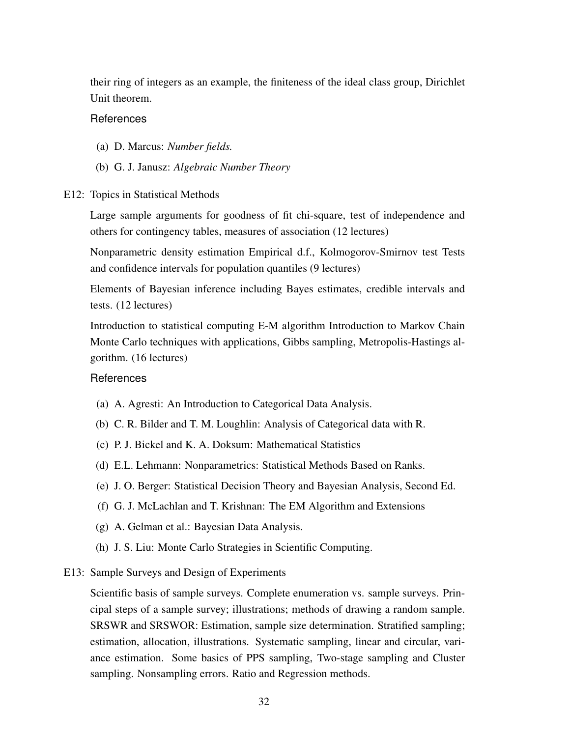their ring of integers as an example, the finiteness of the ideal class group, Dirichlet Unit theorem.

References

(a) D. Marcus: *Number fields.*

(b) G. J. Janusz: *Algebraic Number Theory*

E12: Topics in Statistical Methods

Large sample arguments for goodness of fit chi-square, test of independence and others for contingency tables, measures of association (12 lectures)

Nonparametric density estimation Empirical d.f., Kolmogorov-Smirnov test Tests and confidence intervals for population quantiles (9 lectures)

Elements of Bayesian inference including Bayes estimates, credible intervals and tests. (12 lectures)

Introduction to statistical computing E-M algorithm Introduction to Markov Chain Monte Carlo techniques with applications, Gibbs sampling, Metropolis-Hastings algorithm. (16 lectures)

References

(a) A. Agresti: An Introduction to Categorical Data Analysis.

(b) C. R. Bilder and T. M. Loughlin: Analysis of Categorical data with R.

(c) P. J. Bickel and K. A. Doksum: Mathematical Statistics

(d) E.L. Lehmann: Nonparametrics: Statistical Methods Based on Ranks.

(e) J. O. Berger: Statistical Decision Theory and Bayesian Analysis, Second Ed.

(f) G. J. McLachlan and T. Krishnan: The EM Algorithm and Extensions

(g) A. Gelman et al.: Bayesian Data Analysis.

(h) J. S. Liu: Monte Carlo Strategies in Scientific Computing.

E13: Sample Surveys and Design of Experiments

Scientific basis of sample surveys. Complete enumeration vs. sample surveys. Principal steps of a sample survey; illustrations; methods of drawing a random sample. SRSWR and SRSWOR: Estimation, sample size determination. Stratified sampling; estimation, allocation, illustrations. Systematic sampling, linear and circular, variance estimation. Some basics of PPS sampling, Two-stage sampling and Cluster sampling. Nonsampling errors. Ratio and Regression methods.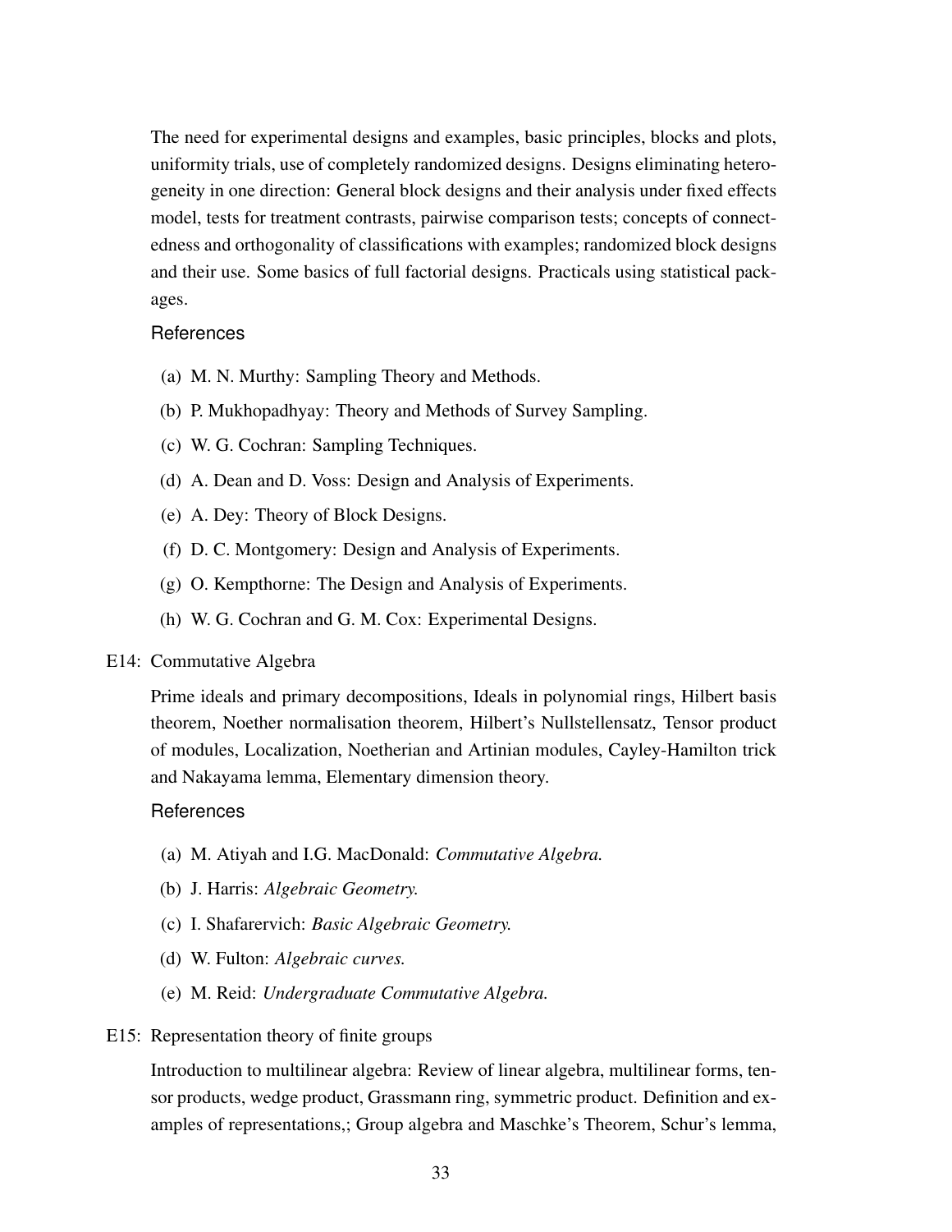The need for experimental designs and examples, basic principles, blocks and plots, uniformity trials, use of completely randomized designs. Designs eliminating heterogeneity in one direction: General block designs and their analysis under fixed effects model, tests for treatment contrasts, pairwise comparison tests; concepts of connectedness and orthogonality of classifications with examples; randomized block designs and their use. Some basics of full factorial designs. Practicals using statistical packages.

References

(a) M. N. Murthy: Sampling Theory and Methods.

(b) P. Mukhopadhyay: Theory and Methods of Survey Sampling.

(c) W. G. Cochran: Sampling Techniques.

(d) A. Dean and D. Voss: Design and Analysis of Experiments.

(e) A. Dey: Theory of Block Designs.

(f) D. C. Montgomery: Design and Analysis of Experiments.

(g) O. Kempthorne: The Design and Analysis of Experiments.

(h) W. G. Cochran and G. M. Cox: Experimental Designs.

E14: Commutative Algebra

Prime ideals and primary decompositions, Ideals in polynomial rings, Hilbert basis theorem, Noether normalisation theorem, Hilbert's Nullstellensatz, Tensor product of modules, Localization, Noetherian and Artinian modules, Cayley-Hamilton trick and Nakayama lemma, Elementary dimension theory.

References

(a) M. Atiyah and I.G. MacDonald: *Commutative Algebra.*

(b) J. Harris: *Algebraic Geometry.*

(c) I. Shafarervich: *Basic Algebraic Geometry.*

(d) W. Fulton: *Algebraic curves.*

(e) M. Reid: *Undergraduate Commutative Algebra.*

E15: Representation theory of finite groups

Introduction to multilinear algebra: Review of linear algebra, multilinear forms, tensor products, wedge product, Grassmann ring, symmetric product. Definition and examples of representations,; Group algebra and Maschke's Theorem, Schur's lemma,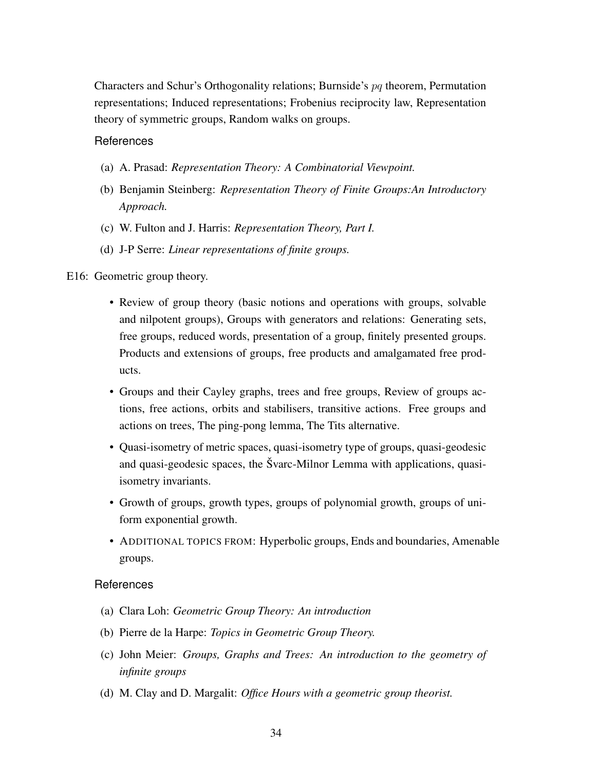Characters and Schur's Orthogonality relations; Burnside's $pq$ theorem, Permutation representations; Induced representations; Frobenius reciprocity law, Representation theory of symmetric groups, Random walks on groups.

References

(a) A. Prasad: *Representation Theory: A Combinatorial Viewpoint.*

(b) Benjamin Steinberg: *Representation Theory of Finite Groups:An Introductory Approach.*

(c) W. Fulton and J. Harris: *Representation Theory, Part I.*

(d) J-P Serre: *Linear representations of finite groups.*

E16: Geometric group theory.

- Review of group theory (basic notions and operations with groups, solvable and nilpotent groups), Groups with generators and relations: Generating sets, free groups, reduced words, presentation of a group, finitely presented groups. Products and extensions of groups, free products and amalgamated free products.
- Groups and their Cayley graphs, trees and free groups, Review of groups actions, free actions, orbits and stabilisers, transitive actions. Free groups and actions on trees, The ping-pong lemma, The Tits alternative.
- Quasi-isometry of metric spaces, quasi-isometry type of groups, quasi-geodesic and quasi-geodesic spaces, the Švarc-Milnor Lemma with applications, quasi-isometry invariants.
- Growth of groups, growth types, groups of polynomial growth, groups of uniform exponential growth.
- ADDITIONAL TOPICS FROM: Hyperbolic groups, Ends and boundaries, Amenable groups.

References

(a) Clara Loh: *Geometric Group Theory: An introduction*

(b) Pierre de la Harpe: *Topics in Geometric Group Theory.*

(c) John Meier: *Groups, Graphs and Trees: An introduction to the geometry of infinite groups*

(d) M. Clay and D. Margalit: *Office Hours with a geometric group theorist.*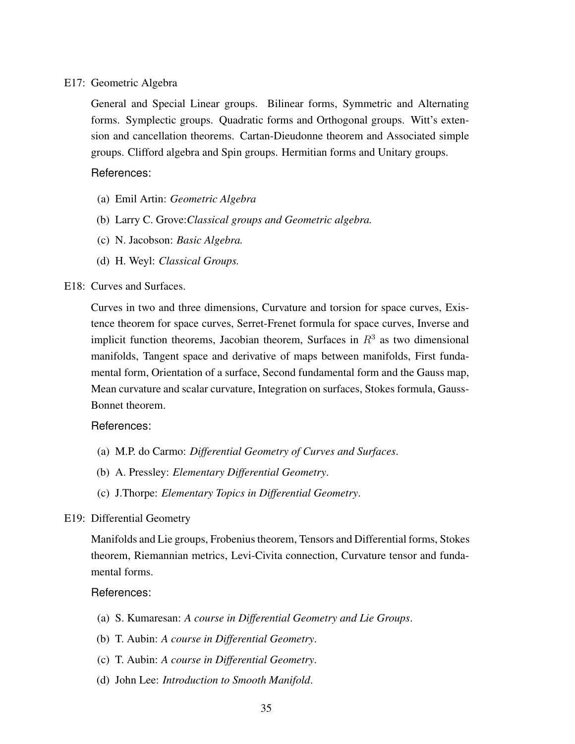E17: Geometric Algebra

General and Special Linear groups. Bilinear forms, Symmetric and Alternating forms. Symplectic groups. Quadratic forms and Orthogonal groups. Witt's extension and cancellation theorems. Cartan-Dieudonne theorem and Associated simple groups. Clifford algebra and Spin groups. Hermitian forms and Unitary groups.

References:

(a) Emil Artin: *Geometric Algebra*

(b) Larry C. Grove:*Classical groups and Geometric algebra.*

(c) N. Jacobson: *Basic Algebra.*

(d) H. Weyl: *Classical Groups.*

E18: Curves and Surfaces.

Curves in two and three dimensions, Curvature and torsion for space curves, Existence theorem for space curves, Serret-Frenet formula for space curves, Inverse and implicit function theorems, Jacobian theorem, Surfaces in $R^3$ as two dimensional manifolds, Tangent space and derivative of maps between manifolds, First fundamental form, Orientation of a surface, Second fundamental form and the Gauss map, Mean curvature and scalar curvature, Integration on surfaces, Stokes formula, Gauss-Bonnet theorem.

References:

(a) M.P. do Carmo: *Differential Geometry of Curves and Surfaces*.

(b) A. Pressley: *Elementary Differential Geometry*.

(c) J.Thorpe: *Elementary Topics in Differential Geometry*.

E19: Differential Geometry

Manifolds and Lie groups, Frobenius theorem, Tensors and Differential forms, Stokes theorem, Riemannian metrics, Levi-Civita connection, Curvature tensor and fundamental forms.

References:

(a) S. Kumaresan: *A course in Differential Geometry and Lie Groups*.

(b) T. Aubin: *A course in Differential Geometry*.

(c) T. Aubin: *A course in Differential Geometry*.

(d) John Lee: *Introduction to Smooth Manifold*.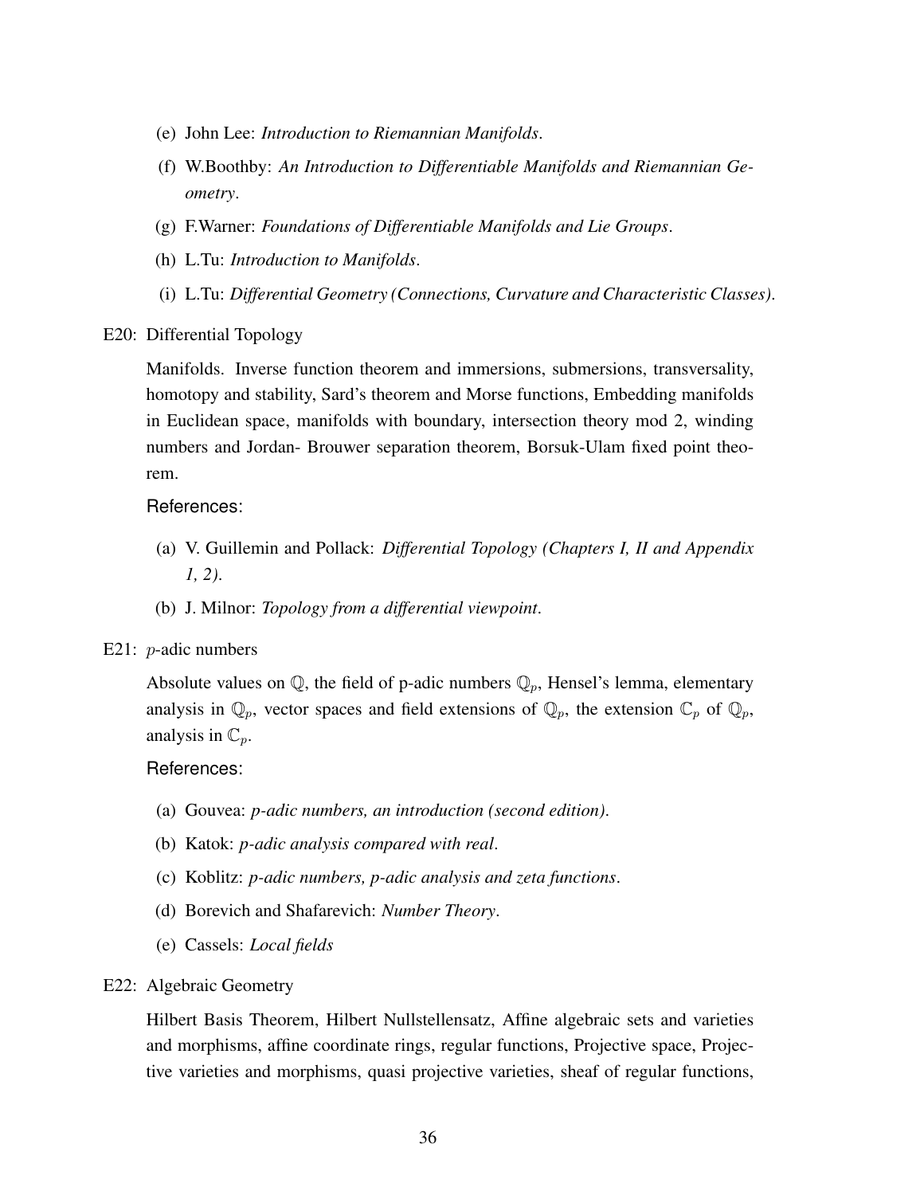(e) John Lee: *Introduction to Riemannian Manifolds*.

(f) W.Boothby: *An Introduction to Differentiable Manifolds and Riemannian Geometry*.

(g) F.Warner: *Foundations of Differentiable Manifolds and Lie Groups*.

(h) L.Tu: *Introduction to Manifolds*.

(i) L.Tu: *Differential Geometry (Connections, Curvature and Characteristic Classes)*.

E20: Differential Topology

Manifolds. Inverse function theorem and immersions, submersions, transversality, homotopy and stability, Sard's theorem and Morse functions, Embedding manifolds in Euclidean space, manifolds with boundary, intersection theory mod 2, winding numbers and Jordan- Brouwer separation theorem, Borsuk-Ulam fixed point theorem.

**References:**

(a) V. Guillemin and Pollack: *Differential Topology (Chapters I, II and Appendix 1, 2)*.

(b) J. Milnor: *Topology from a differential viewpoint*.

E21: $p$-adic numbers

Absolute values on $\mathbb{Q}$, the field of p-adic numbers $\mathbb{Q}_p$, Hensel's lemma, elementary analysis in $\mathbb{Q}_p$, vector spaces and field extensions of $\mathbb{Q}_p$, the extension $\mathbb{C}_p$ of $\mathbb{Q}_p$, analysis in $\mathbb{C}_p$.

**References:**

(a) Gouvea: *p-adic numbers, an introduction (second edition)*.

(b) Katok: *p-adic analysis compared with real*.

(c) Koblitz: *p-adic numbers, p-adic analysis and zeta functions*.

(d) Borevich and Shafarevich: *Number Theory*.

(e) Cassels: *Local fields*

E22: Algebraic Geometry

Hilbert Basis Theorem, Hilbert Nullstellensatz, Affine algebraic sets and varieties and morphisms, affine coordinate rings, regular functions, Projective space, Projective varieties and morphisms, quasi projective varieties, sheaf of regular functions,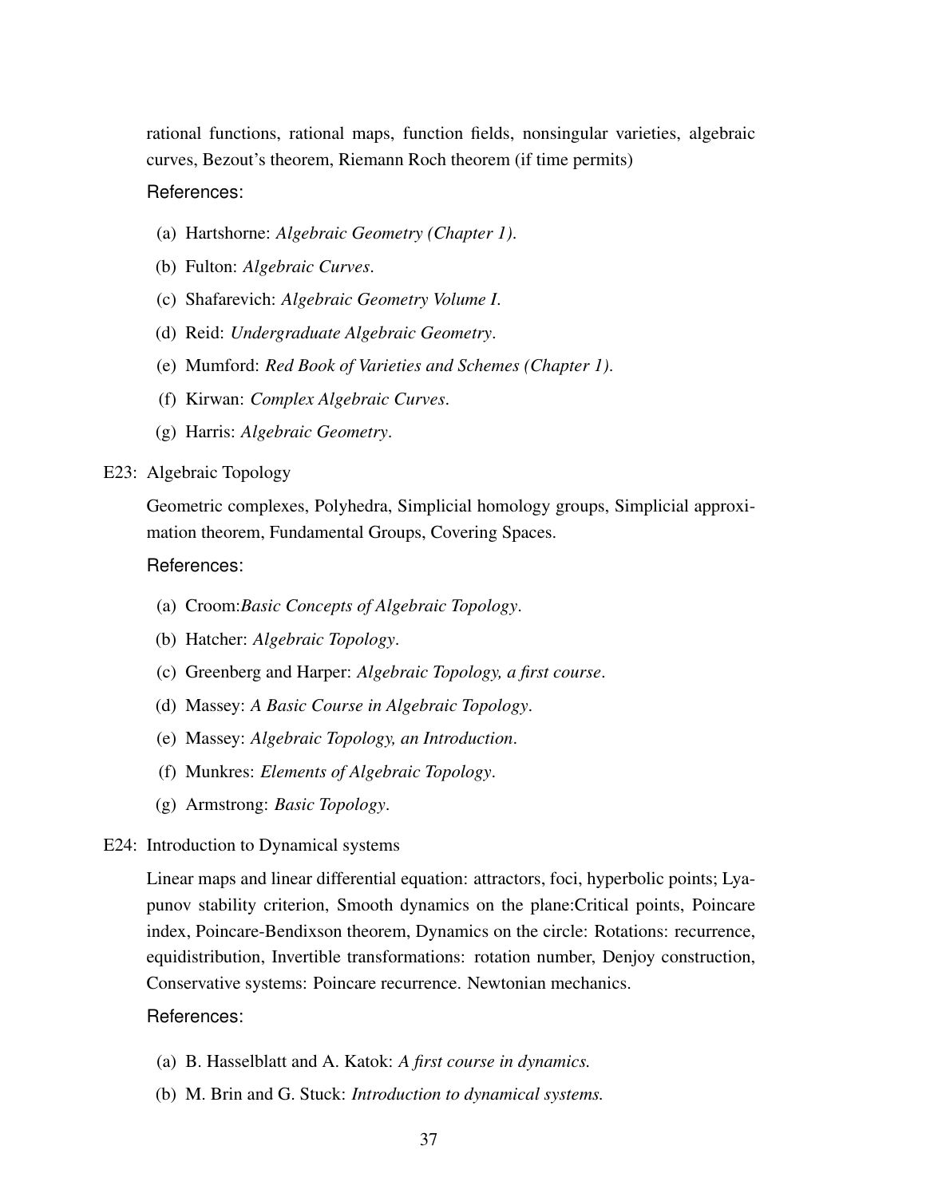rational functions, rational maps, function fields, nonsingular varieties, algebraic curves, Bezout's theorem, Riemann Roch theorem (if time permits)

References:

(a) Hartshorne: *Algebraic Geometry (Chapter 1).*

(b) Fulton: *Algebraic Curves*.

(c) Shafarevich: *Algebraic Geometry Volume I.*

(d) Reid: *Undergraduate Algebraic Geometry*.

(e) Mumford: *Red Book of Varieties and Schemes (Chapter 1).*

(f) Kirwan: *Complex Algebraic Curves*.

(g) Harris: *Algebraic Geometry*.

E23: Algebraic Topology

Geometric complexes, Polyhedra, Simplicial homology groups, Simplicial approximation theorem, Fundamental Groups, Covering Spaces.

References:

(a) Croom:*Basic Concepts of Algebraic Topology*.

(b) Hatcher: *Algebraic Topology*.

(c) Greenberg and Harper: *Algebraic Topology, a first course*.

(d) Massey: *A Basic Course in Algebraic Topology*.

(e) Massey: *Algebraic Topology, an Introduction*.

(f) Munkres: *Elements of Algebraic Topology*.

(g) Armstrong: *Basic Topology*.

E24: Introduction to Dynamical systems

Linear maps and linear differential equation: attractors, foci, hyperbolic points; Lyapunov stability criterion, Smooth dynamics on the plane:Critical points, Poincare index, Poincare-Bendixson theorem, Dynamics on the circle: Rotations: recurrence, equidistribution, Invertible transformations: rotation number, Denjoy construction, Conservative systems: Poincare recurrence. Newtonian mechanics.

References:

(a) B. Hasselblatt and A. Katok: *A first course in dynamics.*

(b) M. Brin and G. Stuck: *Introduction to dynamical systems.*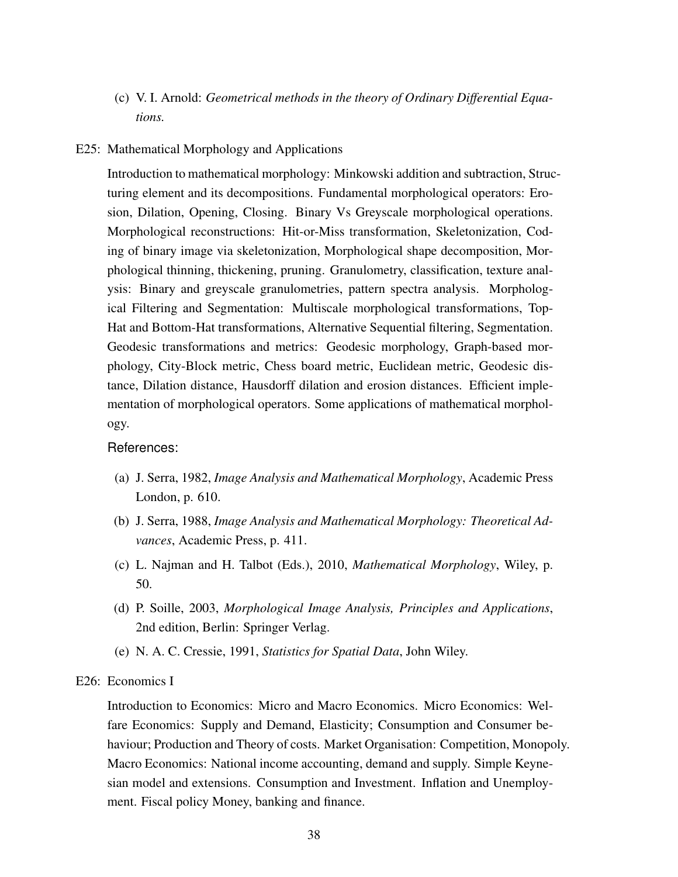(c) V. I. Arnold: *Geometrical methods in the theory of Ordinary Differential Equations.*

E25: Mathematical Morphology and Applications

Introduction to mathematical morphology: Minkowski addition and subtraction, Structuring element and its decompositions. Fundamental morphological operators: Erosion, Dilation, Opening, Closing. Binary Vs Greyscale morphological operations. Morphological reconstructions: Hit-or-Miss transformation, Skeletonization, Coding of binary image via skeletonization, Morphological shape decomposition, Morphological thinning, thickening, pruning. Granulometry, classification, texture analysis: Binary and greyscale granulometries, pattern spectra analysis. Morphological Filtering and Segmentation: Multiscale morphological transformations, Top-Hat and Bottom-Hat transformations, Alternative Sequential filtering, Segmentation. Geodesic transformations and metrics: Geodesic morphology, Graph-based morphology, City-Block metric, Chess board metric, Euclidean metric, Geodesic distance, Dilation distance, Hausdorff dilation and erosion distances. Efficient implementation of morphological operators. Some applications of mathematical morphology.

References:

(a) J. Serra, 1982, *Image Analysis and Mathematical Morphology*, Academic Press London, p. 610.

(b) J. Serra, 1988, *Image Analysis and Mathematical Morphology: Theoretical Advances*, Academic Press, p. 411.

(c) L. Najman and H. Talbot (Eds.), 2010, *Mathematical Morphology*, Wiley, p. 50.

(d) P. Soille, 2003, *Morphological Image Analysis, Principles and Applications*, 2nd edition, Berlin: Springer Verlag.

(e) N. A. C. Cressie, 1991, *Statistics for Spatial Data*, John Wiley.

E26: Economics I

Introduction to Economics: Micro and Macro Economics. Micro Economics: Welfare Economics: Supply and Demand, Elasticity; Consumption and Consumer behaviour; Production and Theory of costs. Market Organisation: Competition, Monopoly. Macro Economics: National income accounting, demand and supply. Simple Keynesian model and extensions. Consumption and Investment. Inflation and Unemployment. Fiscal policy Money, banking and finance.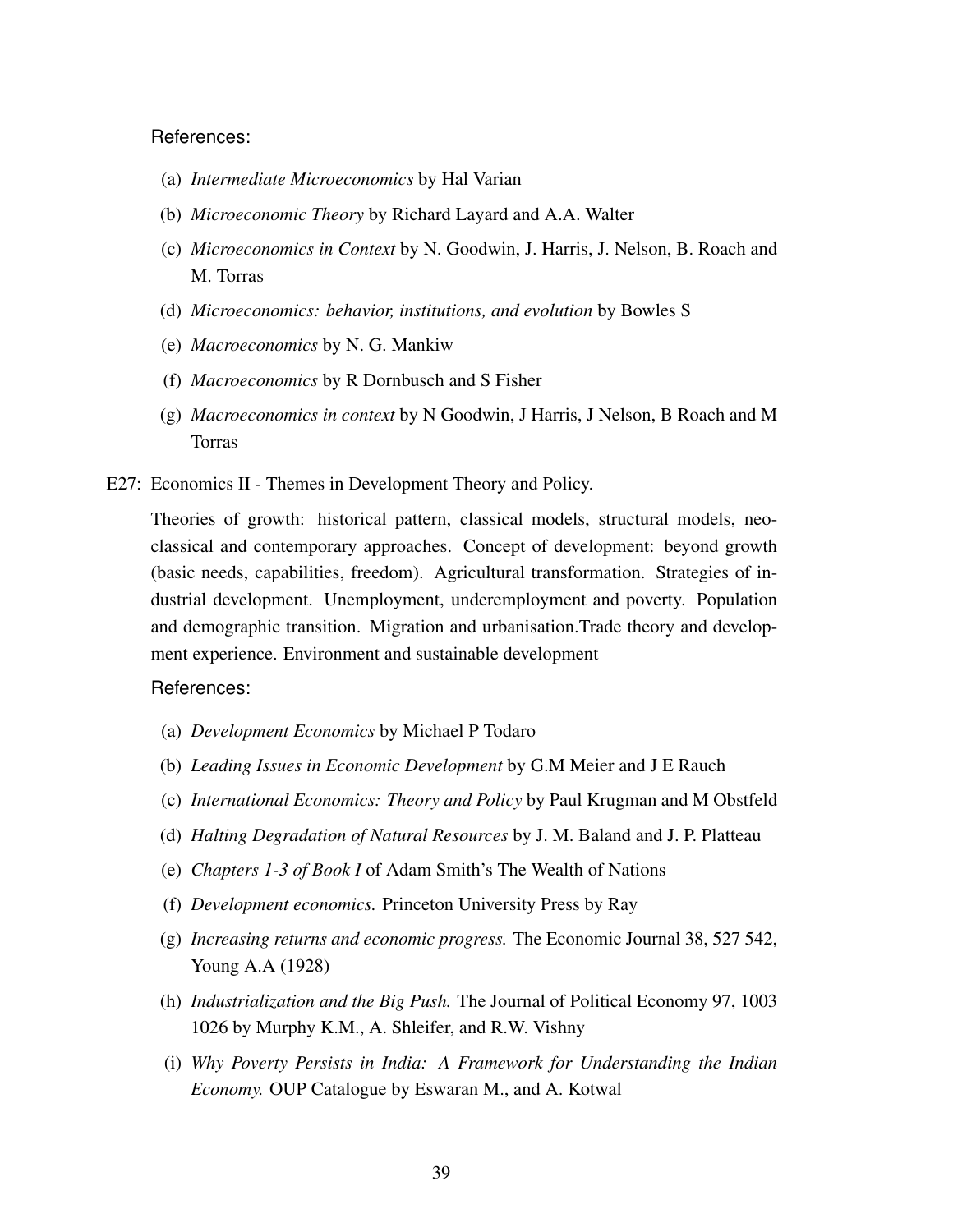References:

(a) *Intermediate Microeconomics* by Hal Varian

(b) *Microeconomic Theory* by Richard Layard and A.A. Walter

(c) *Microeconomics in Context* by N. Goodwin, J. Harris, J. Nelson, B. Roach and M. Torras

(d) *Microeconomics: behavior, institutions, and evolution* by Bowles S

(e) *Macroeconomics* by N. G. Mankiw

(f) *Macroeconomics* by R Dornbusch and S Fisher

(g) *Macroeconomics in context* by N Goodwin, J Harris, J Nelson, B Roach and M Torras

E27: Economics II - Themes in Development Theory and Policy.

Theories of growth: historical pattern, classical models, structural models, neoclassical and contemporary approaches. Concept of development: beyond growth (basic needs, capabilities, freedom). Agricultural transformation. Strategies of industrial development. Unemployment, underemployment and poverty. Population and demographic transition. Migration and urbanisation.Trade theory and development experience. Environment and sustainable development

References:

(a) *Development Economics* by Michael P Todaro

(b) *Leading Issues in Economic Development* by G.M Meier and J E Rauch

(c) *International Economics: Theory and Policy* by Paul Krugman and M Obstfeld

(d) *Halting Degradation of Natural Resources* by J. M. Baland and J. P. Platteau

(e) *Chapters 1-3 of Book I* of Adam Smith's The Wealth of Nations

(f) *Development economics.* Princeton University Press by Ray

(g) *Increasing returns and economic progress.* The Economic Journal 38, 527 542, Young A.A (1928)

(h) *Industrialization and the Big Push.* The Journal of Political Economy 97, 1003 1026 by Murphy K.M., A. Shleifer, and R.W. Vishny

(i) *Why Poverty Persists in India: A Framework for Understanding the Indian Economy.* OUP Catalogue by Eswaran M., and A. Kotwal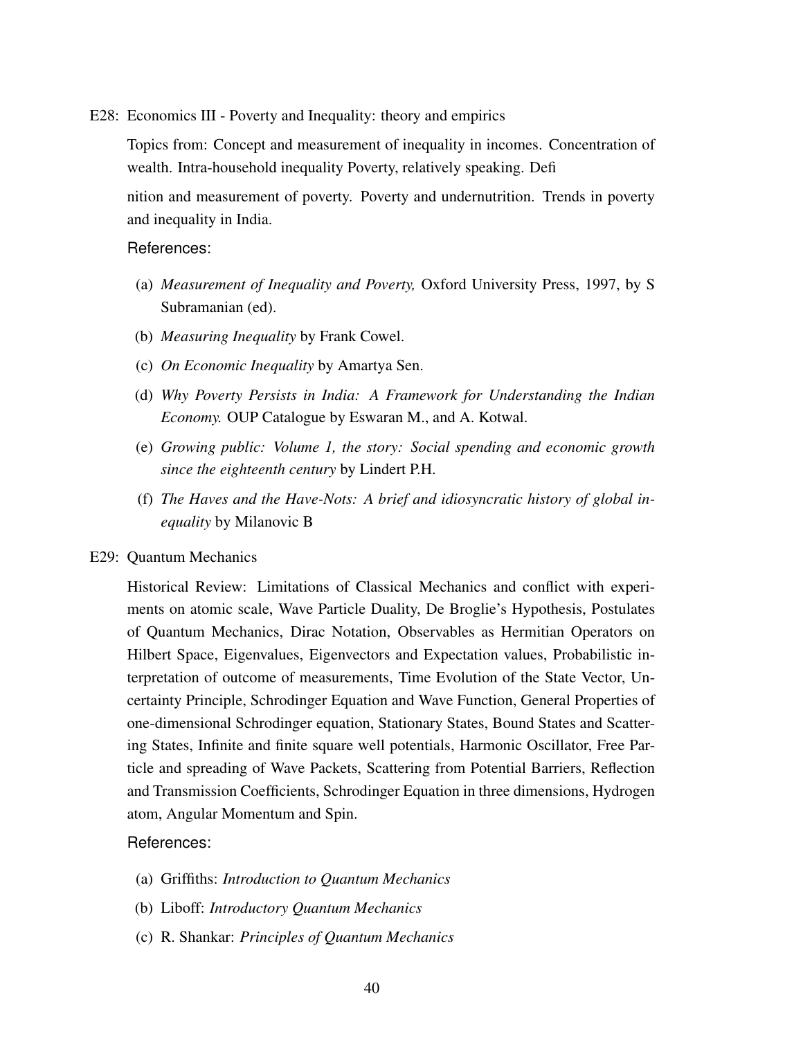E28: Economics III - Poverty and Inequality: theory and empirics

Topics from: Concept and measurement of inequality in incomes. Concentration of wealth. Intra-household inequality Poverty, relatively speaking. Defi

nition and measurement of poverty. Poverty and undernutrition. Trends in poverty and inequality in India.

References:

(a) *Measurement of Inequality and Poverty,* Oxford University Press, 1997, by S Subramanian (ed).

(b) *Measuring Inequality* by Frank Cowel.

(c) *On Economic Inequality* by Amartya Sen.

(d) *Why Poverty Persists in India: A Framework for Understanding the Indian Economy.* OUP Catalogue by Eswaran M., and A. Kotwal.

(e) *Growing public: Volume 1, the story: Social spending and economic growth since the eighteenth century* by Lindert P.H.

(f) *The Haves and the Have-Nots: A brief and idiosyncratic history of global inequality* by Milanovic B

E29: Quantum Mechanics

Historical Review: Limitations of Classical Mechanics and conflict with experiments on atomic scale, Wave Particle Duality, De Broglie's Hypothesis, Postulates of Quantum Mechanics, Dirac Notation, Observables as Hermitian Operators on Hilbert Space, Eigenvalues, Eigenvectors and Expectation values, Probabilistic interpretation of outcome of measurements, Time Evolution of the State Vector, Uncertainty Principle, Schrodinger Equation and Wave Function, General Properties of one-dimensional Schrodinger equation, Stationary States, Bound States and Scattering States, Infinite and finite square well potentials, Harmonic Oscillator, Free Particle and spreading of Wave Packets, Scattering from Potential Barriers, Reflection and Transmission Coefficients, Schrodinger Equation in three dimensions, Hydrogen atom, Angular Momentum and Spin.

References:

(a) Griffiths: *Introduction to Quantum Mechanics*

(b) Liboff: *Introductory Quantum Mechanics*

(c) R. Shankar: *Principles of Quantum Mechanics*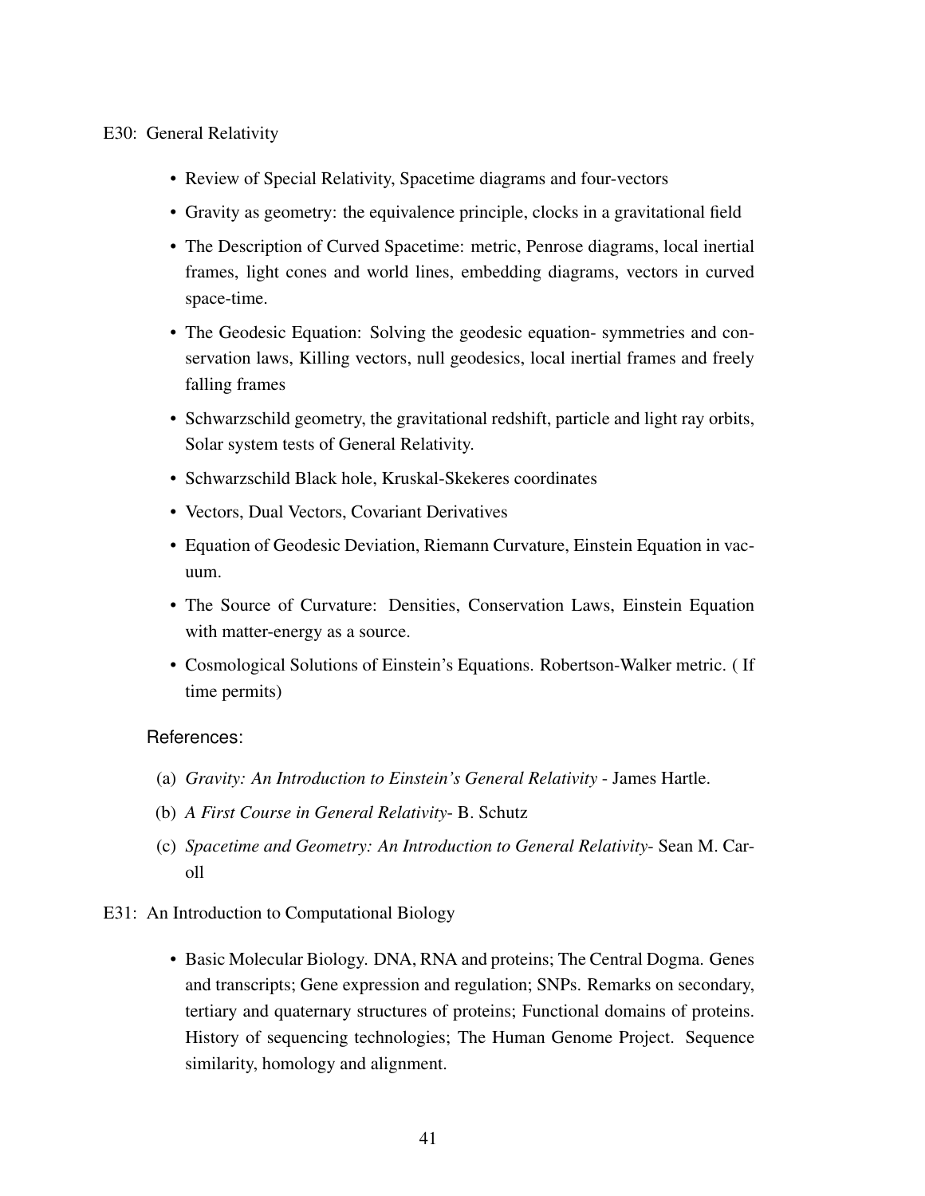E30: General Relativity

- Review of Special Relativity, Spacetime diagrams and four-vectors
- Gravity as geometry: the equivalence principle, clocks in a gravitational field
- The Description of Curved Spacetime: metric, Penrose diagrams, local inertial frames, light cones and world lines, embedding diagrams, vectors in curved space-time.
- The Geodesic Equation: Solving the geodesic equation- symmetries and conservation laws, Killing vectors, null geodesics, local inertial frames and freely falling frames
- Schwarzschild geometry, the gravitational redshift, particle and light ray orbits, Solar system tests of General Relativity.
- Schwarzschild Black hole, Kruskal-Skekeres coordinates
- Vectors, Dual Vectors, Covariant Derivatives
- Equation of Geodesic Deviation, Riemann Curvature, Einstein Equation in vacuum.
- The Source of Curvature: Densities, Conservation Laws, Einstein Equation with matter-energy as a source.
- Cosmological Solutions of Einstein's Equations. Robertson-Walker metric. ( If time permits)

References:

(a) *Gravity: An Introduction to Einstein's General Relativity* - James Hartle.

(b) *A First Course in General Relativity*- B. Schutz

(c) *Spacetime and Geometry: An Introduction to General Relativity*- Sean M. Caroll

E31: An Introduction to Computational Biology

- Basic Molecular Biology. DNA, RNA and proteins; The Central Dogma. Genes and transcripts; Gene expression and regulation; SNPs. Remarks on secondary, tertiary and quaternary structures of proteins; Functional domains of proteins. History of sequencing technologies; The Human Genome Project. Sequence similarity, homology and alignment.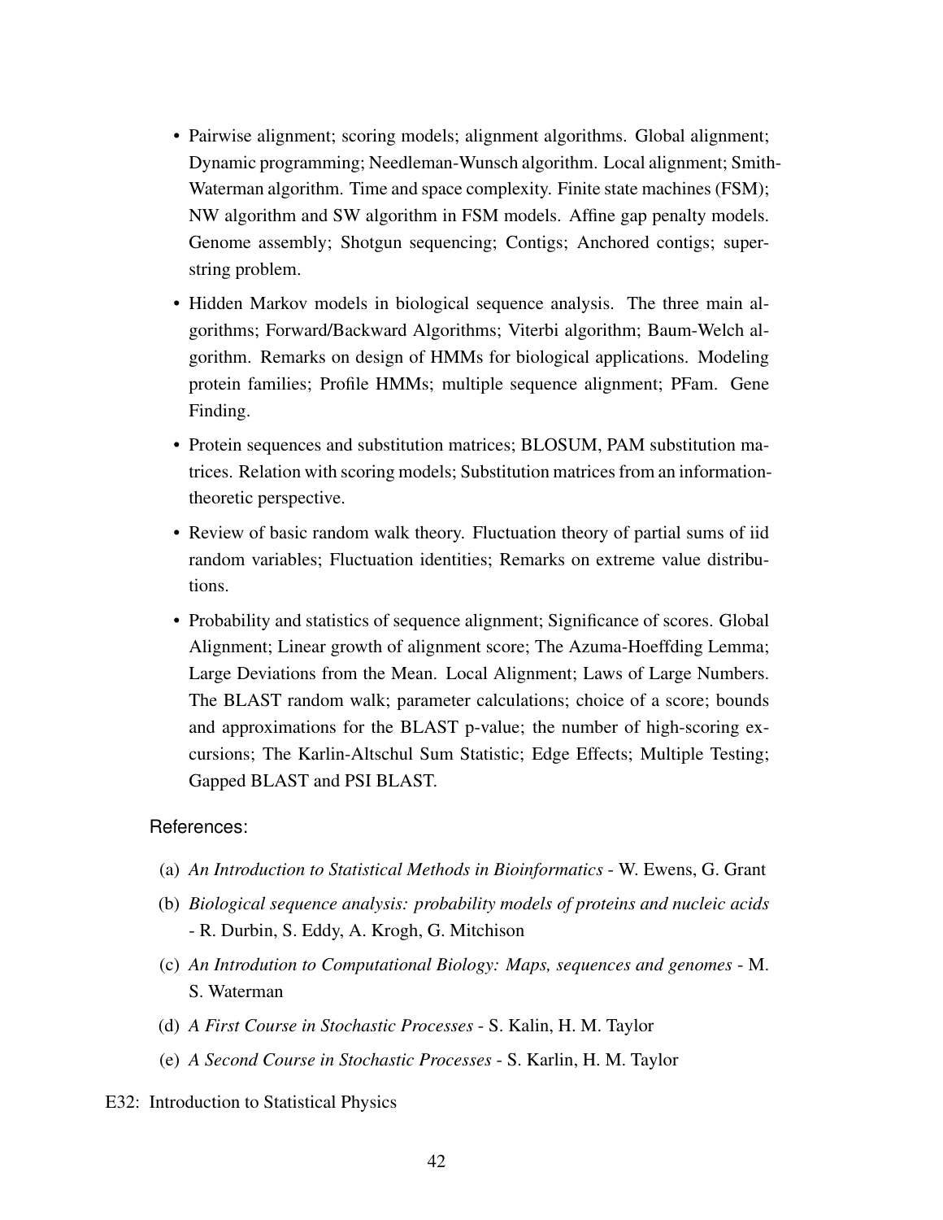- Pairwise alignment; scoring models; alignment algorithms. Global alignment; Dynamic programming; Needleman-Wunsch algorithm. Local alignment; Smith-Waterman algorithm. Time and space complexity. Finite state machines (FSM); NW algorithm and SW algorithm in FSM models. Affine gap penalty models. Genome assembly; Shotgun sequencing; Contigs; Anchored contigs; superstring problem.
- Hidden Markov models in biological sequence analysis. The three main algorithms; Forward/Backward Algorithms; Viterbi algorithm; Baum-Welch algorithm. Remarks on design of HMMs for biological applications. Modeling protein families; Profile HMMs; multiple sequence alignment; PFam. Gene Finding.
- Protein sequences and substitution matrices; BLOSUM, PAM substitution matrices. Relation with scoring models; Substitution matrices from an information-theoretic perspective.
- Review of basic random walk theory. Fluctuation theory of partial sums of iid random variables; Fluctuation identities; Remarks on extreme value distributions.
- Probability and statistics of sequence alignment; Significance of scores. Global Alignment; Linear growth of alignment score; The Azuma-Hoeffding Lemma; Large Deviations from the Mean. Local Alignment; Laws of Large Numbers. The BLAST random walk; parameter calculations; choice of a score; bounds and approximations for the BLAST p-value; the number of high-scoring excursions; The Karlin-Altschul Sum Statistic; Edge Effects; Multiple Testing; Gapped BLAST and PSI BLAST.

References:

(a) *An Introduction to Statistical Methods in Bioinformatics* - W. Ewens, G. Grant

(b) *Biological sequence analysis: probability models of proteins and nucleic acids* - R. Durbin, S. Eddy, A. Krogh, G. Mitchison

(c) *An Introdution to Computational Biology: Maps, sequences and genomes* - M. S. Waterman

(d) *A First Course in Stochastic Processes* - S. Kalin, H. M. Taylor

(e) *A Second Course in Stochastic Processes* - S. Karlin, H. M. Taylor

E32: Introduction to Statistical Physics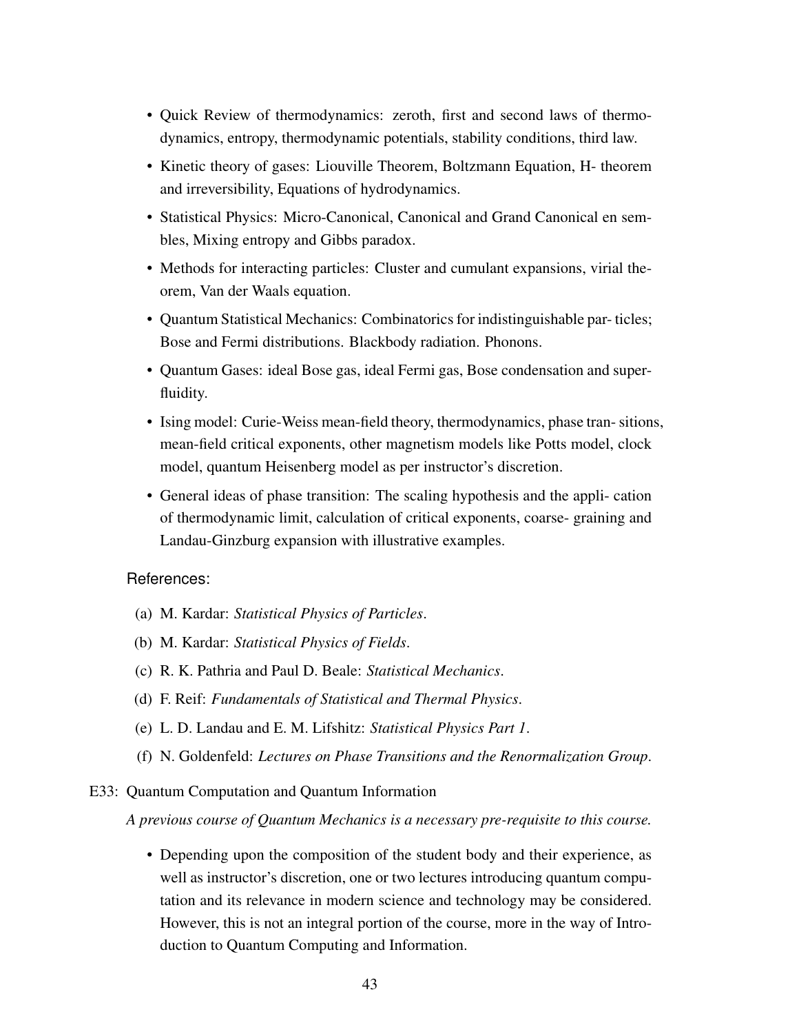- Quick Review of thermodynamics: zeroth, first and second laws of thermodynamics, entropy, thermodynamic potentials, stability conditions, third law.
- Kinetic theory of gases: Liouville Theorem, Boltzmann Equation, H- theorem and irreversibility, Equations of hydrodynamics.
- Statistical Physics: Micro-Canonical, Canonical and Grand Canonical en sembles, Mixing entropy and Gibbs paradox.
- Methods for interacting particles: Cluster and cumulant expansions, virial theorem, Van der Waals equation.
- Quantum Statistical Mechanics: Combinatorics for indistinguishable par- ticles; Bose and Fermi distributions. Blackbody radiation. Phonons.
- Quantum Gases: ideal Bose gas, ideal Fermi gas, Bose condensation and superfluidity.
- Ising model: Curie-Weiss mean-field theory, thermodynamics, phase tran- sitions, mean-field critical exponents, other magnetism models like Potts model, clock model, quantum Heisenberg model as per instructor's discretion.
- General ideas of phase transition: The scaling hypothesis and the appli- cation of thermodynamic limit, calculation of critical exponents, coarse- graining and Landau-Ginzburg expansion with illustrative examples.

References:

(a) M. Kardar: *Statistical Physics of Particles*.

(b) M. Kardar: *Statistical Physics of Fields*.

(c) R. K. Pathria and Paul D. Beale: *Statistical Mechanics*.

(d) F. Reif: *Fundamentals of Statistical and Thermal Physics*.

(e) L. D. Landau and E. M. Lifshitz: *Statistical Physics Part 1*.

(f) N. Goldenfeld: *Lectures on Phase Transitions and the Renormalization Group*.

E33: Quantum Computation and Quantum Information

*A previous course of Quantum Mechanics is a necessary pre-requisite to this course.*

- Depending upon the composition of the student body and their experience, as well as instructor's discretion, one or two lectures introducing quantum computation and its relevance in modern science and technology may be considered. However, this is not an integral portion of the course, more in the way of Introduction to Quantum Computing and Information.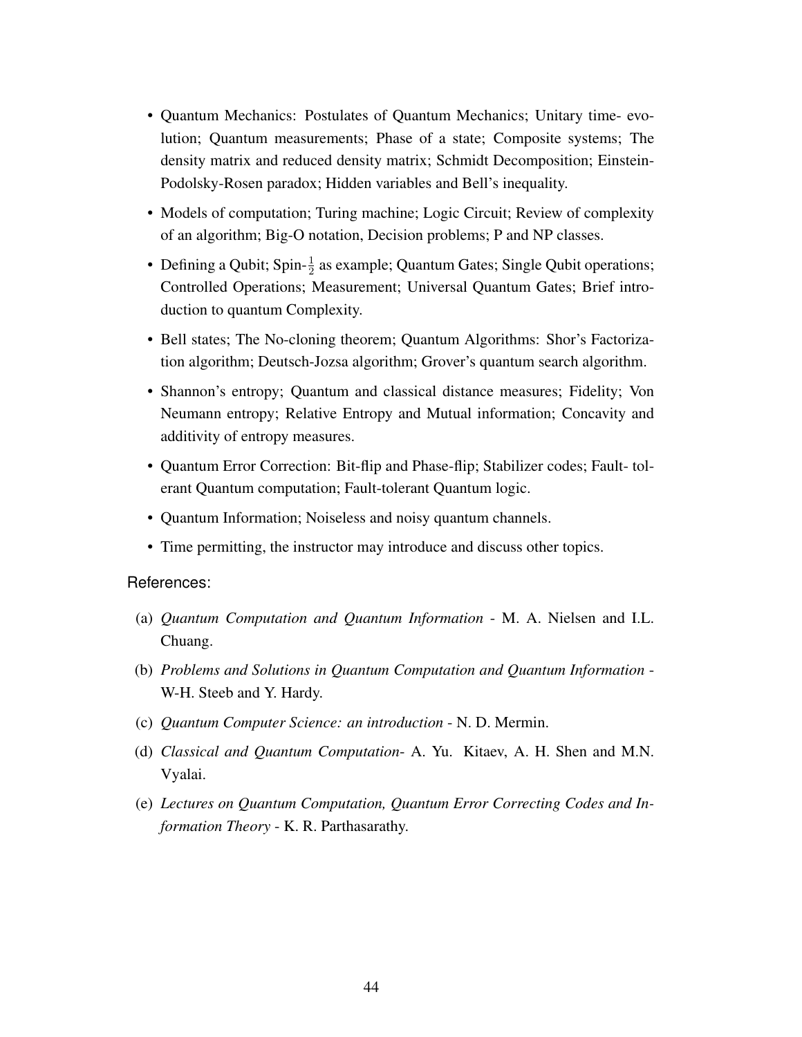- Quantum Mechanics: Postulates of Quantum Mechanics; Unitary time- evolution; Quantum measurements; Phase of a state; Composite systems; The density matrix and reduced density matrix; Schmidt Decomposition; Einstein-Podolsky-Rosen paradox; Hidden variables and Bell's inequality.
- Models of computation; Turing machine; Logic Circuit; Review of complexity of an algorithm; Big-O notation, Decision problems; P and NP classes.
- Defining a Qubit; Spin-$\frac{1}{2}$ as example; Quantum Gates; Single Qubit operations; Controlled Operations; Measurement; Universal Quantum Gates; Brief introduction to quantum Complexity.
- Bell states; The No-cloning theorem; Quantum Algorithms: Shor's Factorization algorithm; Deutsch-Jozsa algorithm; Grover's quantum search algorithm.
- Shannon's entropy; Quantum and classical distance measures; Fidelity; Von Neumann entropy; Relative Entropy and Mutual information; Concavity and additivity of entropy measures.
- Quantum Error Correction: Bit-flip and Phase-flip; Stabilizer codes; Fault- tolerant Quantum computation; Fault-tolerant Quantum logic.
- Quantum Information; Noiseless and noisy quantum channels.
- Time permitting, the instructor may introduce and discuss other topics.

References:

(a) *Quantum Computation and Quantum Information* - M. A. Nielsen and I.L. Chuang.

(b) *Problems and Solutions in Quantum Computation and Quantum Information* - W-H. Steeb and Y. Hardy.

(c) *Quantum Computer Science: an introduction* - N. D. Mermin.

(d) *Classical and Quantum Computation*- A. Yu. Kitaev, A. H. Shen and M.N. Vyalai.

(e) *Lectures on Quantum Computation, Quantum Error Correcting Codes and Information Theory* - K. R. Parthasarathy.